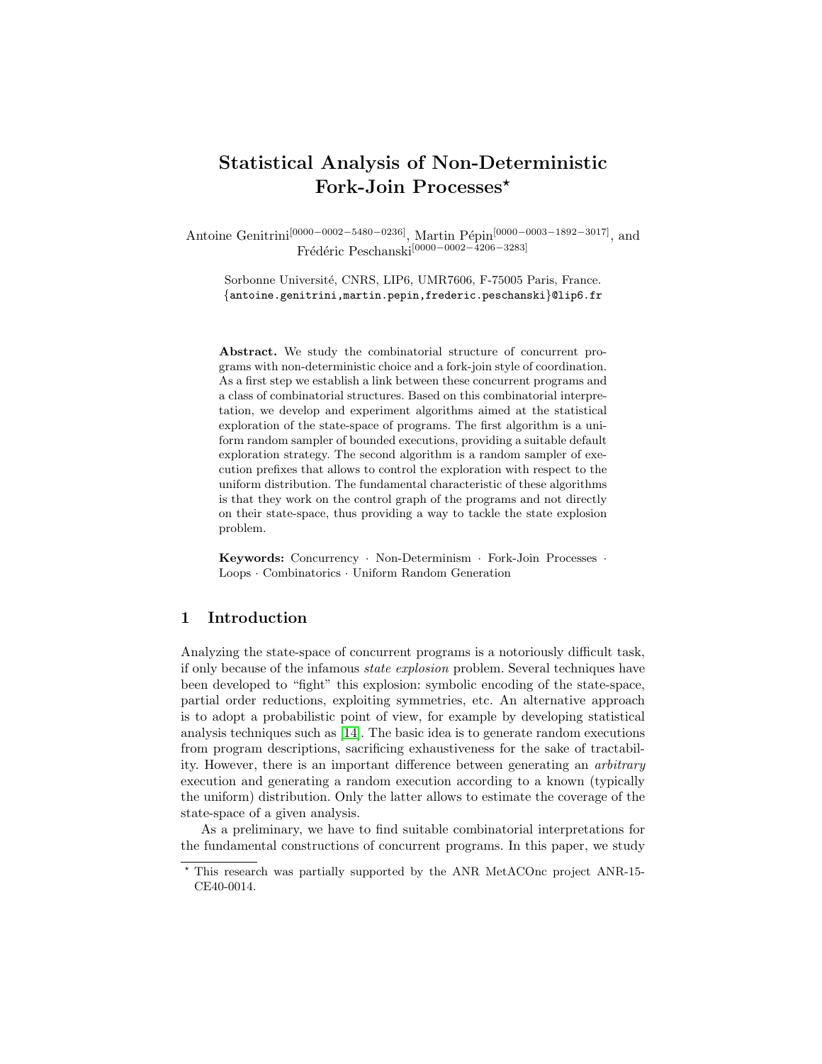# Statistical Analysis of Non-Deterministic Fork-Join Processes*

Antoine Genitrini[0000−0002−5480−0236], Martin Pépin[0000−0003−1892−3017], and Frédéric Peschanski[0000−0002−4206−3283]

Sorbonne Université, CNRS, LIP6, UMR7606, F-75005 Paris, France.
{antoine.genitrini,martin.pepin,frederic.peschanski}@lip6.fr

**Abstract.** We study the combinatorial structure of concurrent programs with non-deterministic choice and a fork-join style of coordination. As a first step we establish a link between these concurrent programs and a class of combinatorial structures. Based on this combinatorial interpretation, we develop and experiment algorithms aimed at the statistical exploration of the state-space of programs. The first algorithm is a uniform random sampler of bounded executions, providing a suitable default exploration strategy. The second algorithm is a random sampler of execution prefixes that allows to control the exploration with respect to the uniform distribution. The fundamental characteristic of these algorithms is that they work on the control graph of the programs and not directly on their state-space, thus providing a way to tackle the state explosion problem.

**Keywords:** Concurrency · Non-Determinism · Fork-Join Processes · Loops · Combinatorics · Uniform Random Generation

## 1 Introduction

Analyzing the state-space of concurrent programs is a notoriously difficult task, if only because of the infamous *state explosion* problem. Several techniques have been developed to "fight" this explosion: symbolic encoding of the state-space, partial order reductions, exploiting symmetries, etc. An alternative approach is to adopt a probabilistic point of view, for example by developing statistical analysis techniques such as [14]. The basic idea is to generate random executions from program descriptions, sacrificing exhaustiveness for the sake of tractability. However, there is an important difference between generating an *arbitrary* execution and generating a random execution according to a known (typically the uniform) distribution. Only the latter allows to estimate the coverage of the state-space of a given analysis.

As a preliminary, we have to find suitable combinatorial interpretations for the fundamental constructions of concurrent programs. In this paper, we study

---

* This research was partially supported by the ANR MetACOnc project ANR-15-CE40-0014.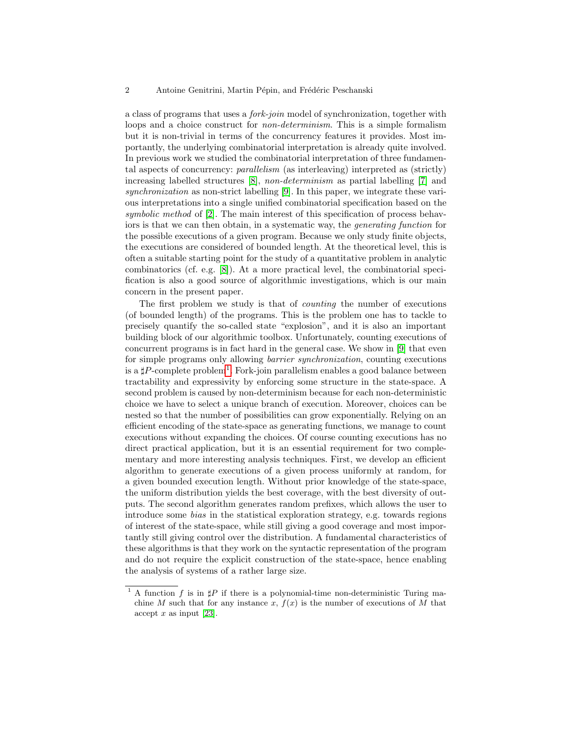a class of programs that uses a *fork-join* model of synchronization, together with loops and a choice construct for *non-determinism*. This is a simple formalism but it is non-trivial in terms of the concurrency features it provides. Most importantly, the underlying combinatorial interpretation is already quite involved. In previous work we studied the combinatorial interpretation of three fundamental aspects of concurrency: *parallelism* (as interleaving) interpreted as (strictly) increasing labelled structures [8], *non-determinism* as partial labelling [7] and *synchronization* as non-strict labelling [9]. In this paper, we integrate these various interpretations into a single unified combinatorial specification based on the *symbolic method* of [2]. The main interest of this specification of process behaviors is that we can then obtain, in a systematic way, the *generating function* for the possible executions of a given program. Because we only study finite objects, the executions are considered of bounded length. At the theoretical level, this is often a suitable starting point for the study of a quantitative problem in analytic combinatorics (cf. e.g. [8]). At a more practical level, the combinatorial specification is also a good source of algorithmic investigations, which is our main concern in the present paper.

The first problem we study is that of *counting* the number of executions (of bounded length) of the programs. This is the problem one has to tackle to precisely quantify the so-called state "explosion", and it is also an important building block of our algorithmic toolbox. Unfortunately, counting executions of concurrent programs is in fact hard in the general case. We show in [9] that even for simple programs only allowing *barrier synchronization*, counting executions is a $\sharp P$-complete problem[1]. Fork-join parallelism enables a good balance between tractability and expressivity by enforcing some structure in the state-space. A second problem is caused by non-determinism because for each non-deterministic choice we have to select a unique branch of execution. Moreover, choices can be nested so that the number of possibilities can grow exponentially. Relying on an efficient encoding of the state-space as generating functions, we manage to count executions without expanding the choices. Of course counting executions has no direct practical application, but it is an essential requirement for two complementary and more interesting analysis techniques. First, we develop an efficient algorithm to generate executions of a given process uniformly at random, for a given bounded execution length. Without prior knowledge of the state-space, the uniform distribution yields the best coverage, with the best diversity of outputs. The second algorithm generates random prefixes, which allows the user to introduce some *bias* in the statistical exploration strategy, e.g. towards regions of interest of the state-space, while still giving a good coverage and most importantly still giving control over the distribution. A fundamental characteristics of these algorithms is that they work on the syntactic representation of the program and do not require the explicit construction of the state-space, hence enabling the analysis of systems of a rather large size.

---

[1] A function $f$ is in $\sharp P$ if there is a polynomial-time non-deterministic Turing machine $M$ such that for any instance $x$, $f(x)$ is the number of executions of $M$ that accept $x$ as input [23].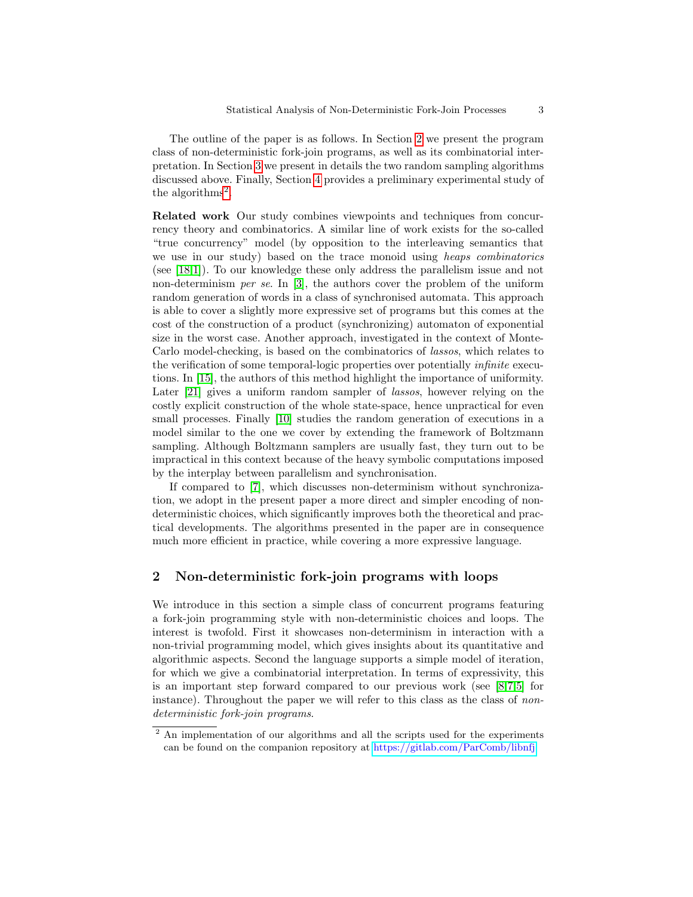The outline of the paper is as follows. In Section 2 we present the program class of non-deterministic fork-join programs, as well as its combinatorial interpretation. In Section 3 we present in details the two random sampling algorithms discussed above. Finally, Section 4 provides a preliminary experimental study of the algorithms[2].

**Related work** Our study combines viewpoints and techniques from concurrency theory and combinatorics. A similar line of work exists for the so-called "true concurrency" model (by opposition to the interleaving semantics that we use in our study) based on the trace monoid using *heaps combinatorics* (see [18,1]). To our knowledge these only address the parallelism issue and not non-determinism *per se*. In [3], the authors cover the problem of the uniform random generation of words in a class of synchronised automata. This approach is able to cover a slightly more expressive set of programs but this comes at the cost of the construction of a product (synchronizing) automaton of exponential size in the worst case. Another approach, investigated in the context of Monte-Carlo model-checking, is based on the combinatorics of *lassos*, which relates to the verification of some temporal-logic properties over potentially *infinite* executions. In [15], the authors of this method highlight the importance of uniformity. Later [21] gives a uniform random sampler of *lassos*, however relying on the costly explicit construction of the whole state-space, hence unpractical for even small processes. Finally [10] studies the random generation of executions in a model similar to the one we cover by extending the framework of Boltzmann sampling. Although Boltzmann samplers are usually fast, they turn out to be impractical in this context because of the heavy symbolic computations imposed by the interplay between parallelism and synchronisation.

If compared to [7], which discusses non-determinism without synchronization, we adopt in the present paper a more direct and simpler encoding of non-deterministic choices, which significantly improves both the theoretical and practical developments. The algorithms presented in the paper are in consequence much more efficient in practice, while covering a more expressive language.

## 2 Non-deterministic fork-join programs with loops

We introduce in this section a simple class of concurrent programs featuring a fork-join programming style with non-deterministic choices and loops. The interest is twofold. First it showcases non-determinism in interaction with a non-trivial programming model, which gives insights about its quantitative and algorithmic aspects. Second the language supports a simple model of iteration, for which we give a combinatorial interpretation. In terms of expressivity, this is an important step forward compared to our previous work (see [8,7,5] for instance). Throughout the paper we will refer to this class as the class of *non-deterministic fork-join programs*.

[2] An implementation of our algorithms and all the scripts used for the experiments can be found on the companion repository at https://gitlab.com/ParComb/libnfj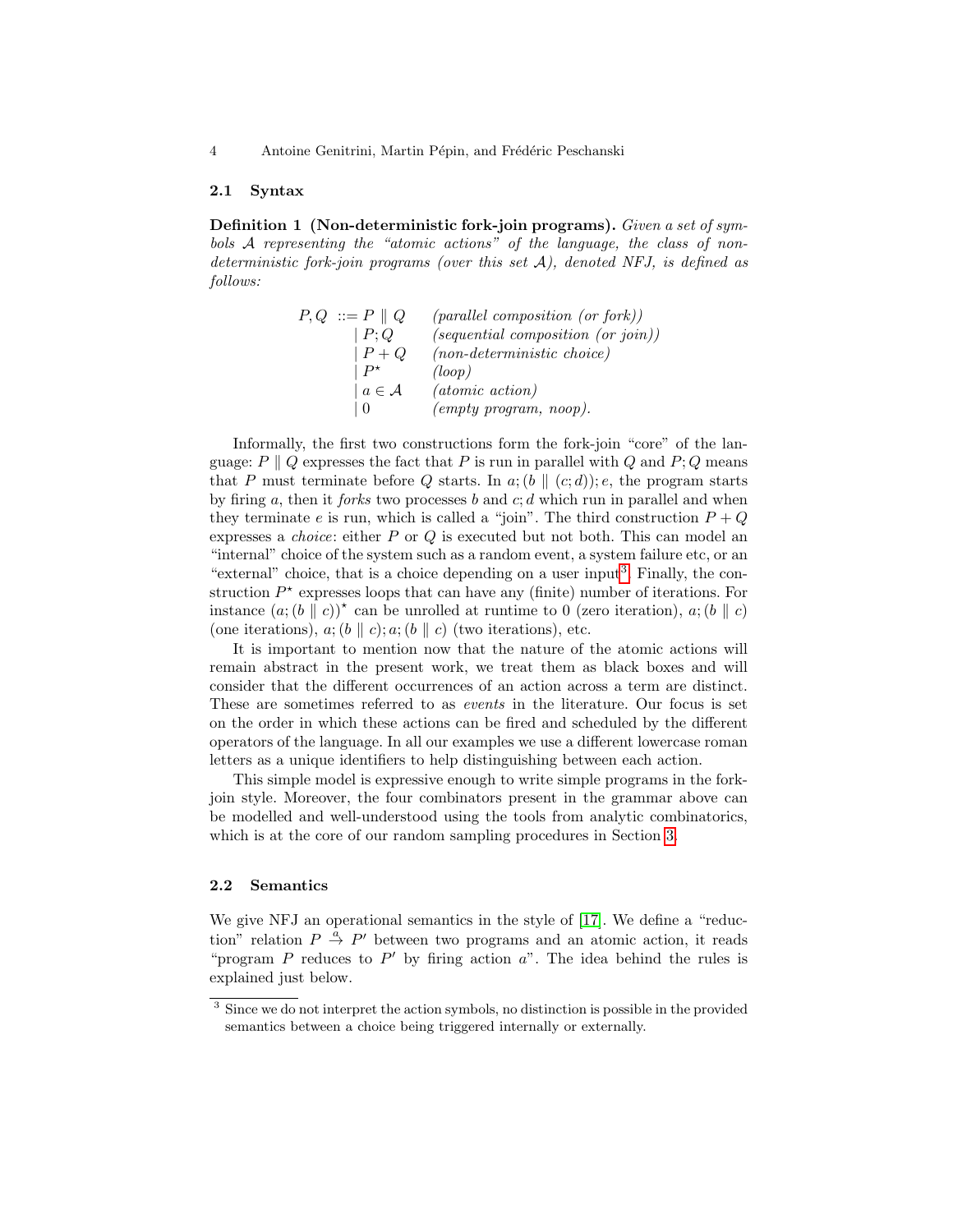### 2.1 Syntax

**Definition 1 (Non-deterministic fork-join programs).** *Given a set of symbols $\mathcal{A}$ representing the "atomic actions" of the language, the class of non-deterministic fork-join programs (over this set $\mathcal{A}$), denoted NFJ, is defined as follows:*

$$
\begin{array}{rll}
P, Q & ::= P \parallel Q & \textit{(parallel composition (or fork))} \\
 & \mid P; Q & \textit{(sequential composition (or join))} \\
 & \mid P + Q & \textit{(non-deterministic choice)} \\
 & \mid P^\star & \textit{(loop)} \\
 & \mid a \in \mathcal{A} & \textit{(atomic action)} \\
 & \mid 0 & \textit{(empty program, noop).}
\end{array}
$$

Informally, the first two constructions form the fork-join "core" of the language: $P \parallel Q$ expresses the fact that $P$ is run in parallel with $Q$ and $P; Q$ means that $P$ must terminate before $Q$ starts. In $a; (b \parallel (c; d)); e$, the program starts by firing $a$, then it *forks* two processes $b$ and $c; d$ which run in parallel and when they terminate $e$ is run, which is called a "join". The third construction $P + Q$ expresses a *choice*: either $P$ or $Q$ is executed but not both. This can model an "internal" choice of the system such as a random event, a system failure etc, or an "external" choice, that is a choice depending on a user input[3]. Finally, the construction $P^\star$ expresses loops that can have any (finite) number of iterations. For instance $(a; (b \parallel c))^\star$ can be unrolled at runtime to 0 (zero iteration), $a; (b \parallel c)$ (one iterations), $a; (b \parallel c); a; (b \parallel c)$ (two iterations), etc.

It is important to mention now that the nature of the atomic actions will remain abstract in the present work, we treat them as black boxes and will consider that the different occurrences of an action across a term are distinct. These are sometimes referred to as *events* in the literature. Our focus is set on the order in which these actions can be fired and scheduled by the different operators of the language. In all our examples we use a different lowercase roman letters as a unique identifiers to help distinguishing between each action.

This simple model is expressive enough to write simple programs in the fork-join style. Moreover, the four combinators present in the grammar above can be modelled and well-understood using the tools from analytic combinatorics, which is at the core of our random sampling procedures in Section 3.

### 2.2 Semantics

We give NFJ an operational semantics in the style of [17]. We define a "reduction" relation $P \xrightarrow{a} P'$ between two programs and an atomic action, it reads "program $P$ reduces to $P'$ by firing action $a$". The idea behind the rules is explained just below.

---

[3] Since we do not interpret the action symbols, no distinction is possible in the provided semantics between a choice being triggered internally or externally.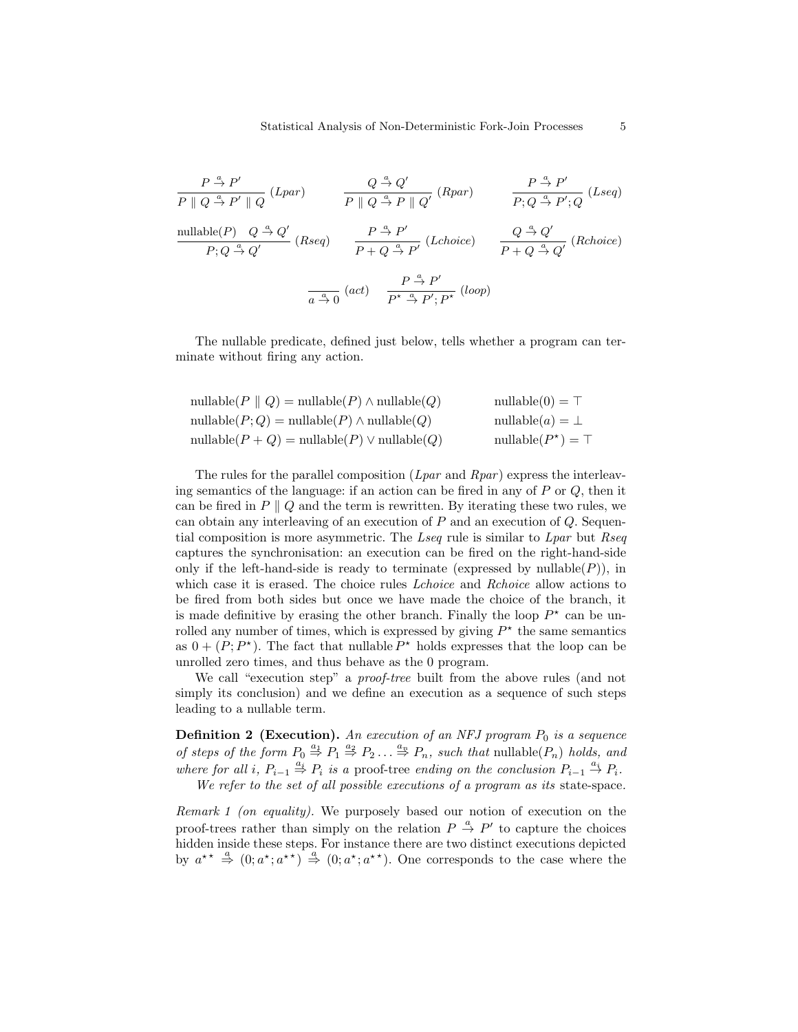$$\frac{P \xrightarrow{a} P'}{P \parallel Q \xrightarrow{a} P' \parallel Q}\ (Lpar) \qquad \frac{Q \xrightarrow{a} Q'}{P \parallel Q \xrightarrow{a} P \parallel Q'}\ (Rpar) \qquad \frac{P \xrightarrow{a} P'}{P; Q \xrightarrow{a} P'; Q}\ (Lseq)$$

$$\frac{\text{nullable}(P) \quad Q \xrightarrow{a} Q'}{P; Q \xrightarrow{a} Q'}\ (Rseq) \qquad \frac{P \xrightarrow{a} P'}{P + Q \xrightarrow{a} P'}\ (Lchoice) \qquad \frac{Q \xrightarrow{a} Q'}{P + Q \xrightarrow{a} Q'}\ (Rchoice)$$

$$\frac{}{a \xrightarrow{a} 0}\ (act) \qquad \frac{P \xrightarrow{a} P'}{P^\star \xrightarrow{a} P'; P^\star}\ (loop)$$

The nullable predicate, defined just below, tells whether a program can terminate without firing any action.

$$\begin{aligned}
&\text{nullable}(P \parallel Q) = \text{nullable}(P) \wedge \text{nullable}(Q) && \text{nullable}(0) = \top \\
&\text{nullable}(P; Q) = \text{nullable}(P) \wedge \text{nullable}(Q) && \text{nullable}(a) = \bot \\
&\text{nullable}(P + Q) = \text{nullable}(P) \vee \text{nullable}(Q) && \text{nullable}(P^\star) = \top
\end{aligned}$$

The rules for the parallel composition (*Lpar* and *Rpar*) express the interleaving semantics of the language: if an action can be fired in any of $P$ or $Q$, then it can be fired in $P \parallel Q$ and the term is rewritten. By iterating these two rules, we can obtain any interleaving of an execution of $P$ and an execution of $Q$. Sequential composition is more asymmetric. The *Lseq* rule is similar to *Lpar* but *Rseq* captures the synchronisation: an execution can be fired on the right-hand-side only if the left-hand-side is ready to terminate (expressed by nullable($P$)), in which case it is erased. The choice rules *Lchoice* and *Rchoice* allow actions to be fired from both sides but once we have made the choice of the branch, it is made definitive by erasing the other branch. Finally the loop $P^\star$ can be unrolled any number of times, which is expressed by giving $P^\star$ the same semantics as $0 + (P; P^\star)$. The fact that nullable $P^\star$ holds expresses that the loop can be unrolled zero times, and thus behave as the 0 program.

We call "execution step" a *proof-tree* built from the above rules (and not simply its conclusion) and we define an execution as a sequence of such steps leading to a nullable term.

**Definition 2 (Execution).** *An execution of an NFJ program $P_0$ is a sequence of steps of the form $P_0 \overset{a_1}{\Rightarrow} P_1 \overset{a_2}{\Rightarrow} P_2 \ldots \overset{a_n}{\Rightarrow} P_n$, such that* nullable($P_n$) *holds, and where for all $i$, $P_{i-1} \overset{a_i}{\Rightarrow} P_i$ is a* proof-tree *ending on the conclusion $P_{i-1} \xrightarrow{a_i} P_i$.*

*We refer to the set of all possible executions of a program as its* state-space.

*Remark 1 (on equality).* We purposely based our notion of execution on the proof-trees rather than simply on the relation $P \xrightarrow{a} P'$ to capture the choices hidden inside these steps. For instance there are two distinct executions depicted by $a^{\star\star} \overset{a}{\Rightarrow} (0; a^\star; a^{\star\star}) \overset{a}{\Rightarrow} (0; a^\star; a^{\star\star})$. One corresponds to the case where the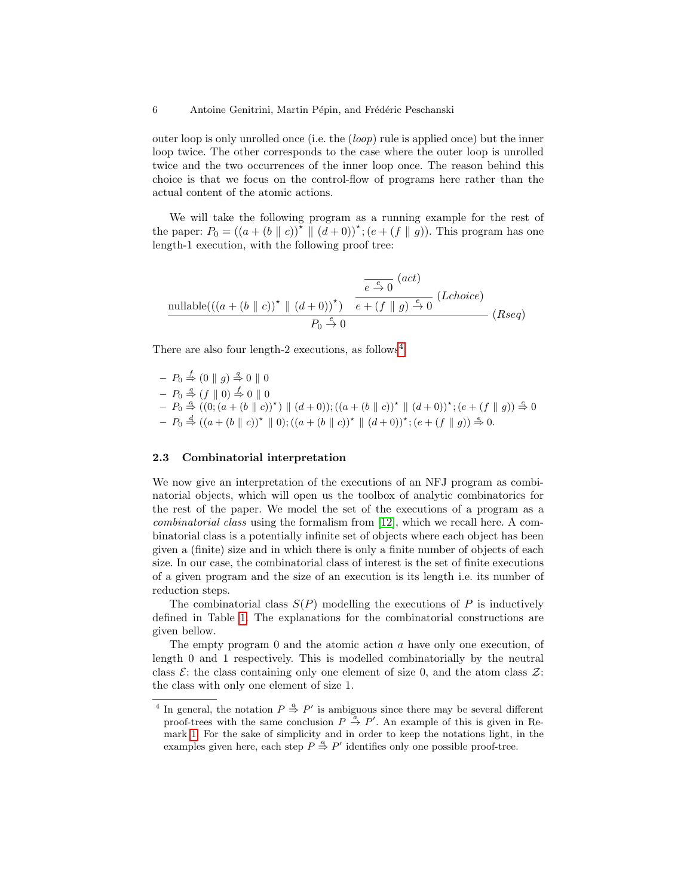outer loop is only unrolled once (i.e. the (*loop*) rule is applied once) but the inner loop twice. The other corresponds to the case where the outer loop is unrolled twice and the two occurrences of the inner loop once. The reason behind this choice is that we focus on the control-flow of programs here rather than the actual content of the atomic actions.

We will take the following program as a running example for the rest of the paper: $P_0 = ((a + (b \parallel c))^\star \parallel (d + 0))^\star ; (e + (f \parallel g))$. This program has one length-1 execution, with the following proof tree:

$$
\dfrac{\text{nullable}(((a + (b \parallel c))^\star \parallel (d+0))^\star) \quad \dfrac{\dfrac{}{e \xrightarrow{e} 0}\,(act)}{e + (f \parallel g) \xrightarrow{e} 0}\,(Lchoice)}{P_0 \xrightarrow{e} 0}\,(Rseq)
$$

There are also four length-2 executions, as follows[4]:

- $P_0 \overset{f}{\Rightarrow} (0 \parallel g) \overset{g}{\Rightarrow} 0 \parallel 0$
- $P_0 \overset{g}{\Rightarrow} (f \parallel 0) \overset{f}{\Rightarrow} 0 \parallel 0$
- $P_0 \overset{a}{\Rightarrow} ((0; (a + (b \parallel c))^\star) \parallel (d + 0)); ((a + (b \parallel c))^\star \parallel (d + 0))^\star ; (e + (f \parallel g)) \overset{e}{\Rightarrow} 0$
- $P_0 \overset{d}{\Rightarrow} ((a + (b \parallel c))^\star \parallel 0); ((a + (b \parallel c))^\star \parallel (d + 0))^\star ; (e + (f \parallel g)) \overset{e}{\Rightarrow} 0.$

### 2.3 Combinatorial interpretation

We now give an interpretation of the executions of an NFJ program as combinatorial objects, which will open us the toolbox of analytic combinatorics for the rest of the paper. We model the set of the executions of a program as a *combinatorial class* using the formalism from [12], which we recall here. A combinatorial class is a potentially infinite set of objects where each object has been given a (finite) size and in which there is only a finite number of objects of each size. In our case, the combinatorial class of interest is the set of finite executions of a given program and the size of an execution is its length i.e. its number of reduction steps.

The combinatorial class $S(P)$ modelling the executions of $P$ is inductively defined in Table 1. The explanations for the combinatorial constructions are given bellow.

The empty program 0 and the atomic action $a$ have only one execution, of length 0 and 1 respectively. This is modelled combinatorially by the neutral class $\mathcal{E}$: the class containing only one element of size 0, and the atom class $\mathcal{Z}$: the class with only one element of size 1.

[4] In general, the notation $P \overset{a}{\Rightarrow} P'$ is ambiguous since there may be several different proof-trees with the same conclusion $P \xrightarrow{a} P'$. An example of this is given in Remark 1. For the sake of simplicity and in order to keep the notations light, in the examples given here, each step $P \overset{a}{\Rightarrow} P'$ identifies only one possible proof-tree.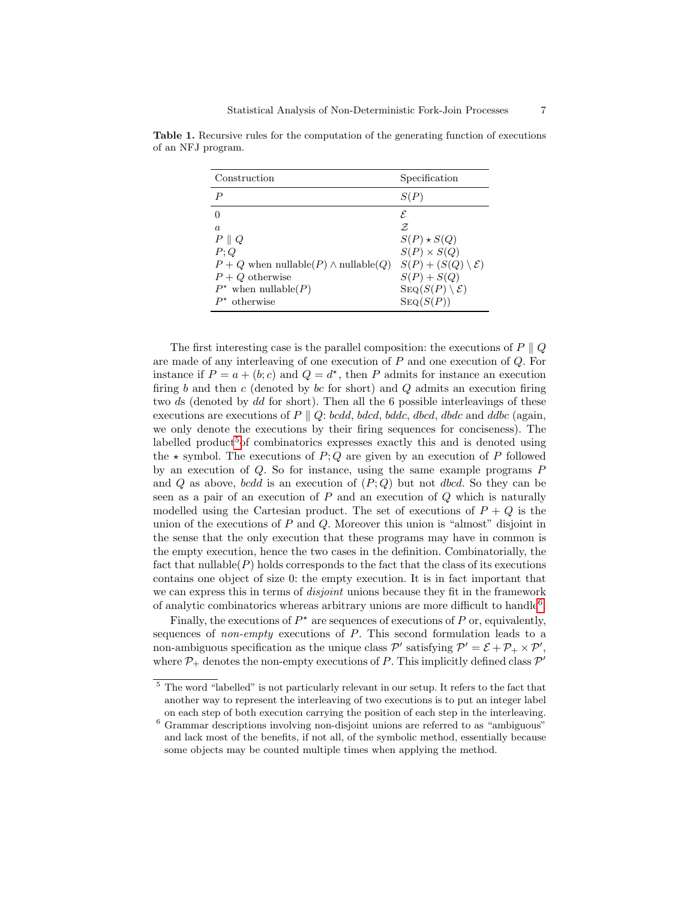**Table 1.** Recursive rules for the computation of the generating function of executions of an NFJ program.

| Construction | Specification |
| --- | --- |
| $P$ | $S(P)$ |
| $0$ | $\mathcal{E}$ |
| $a$ | $\mathcal{Z}$ |
| $P \parallel Q$ | $S(P) \star S(Q)$ |
| $P; Q$ | $S(P) \times S(Q)$ |
| $P + Q$ when nullable$(P) \wedge$ nullable$(Q)$ | $S(P) + (S(Q) \setminus \mathcal{E})$ |
| $P + Q$ otherwise | $S(P) + S(Q)$ |
| $P^\star$ when nullable$(P)$ | $\textsc{Seq}(S(P) \setminus \mathcal{E})$ |
| $P^\star$ otherwise | $\textsc{Seq}(S(P))$ |

The first interesting case is the parallel composition: the executions of $P \parallel Q$ are made of any interleaving of one execution of $P$ and one execution of $Q$. For instance if $P = a + (b; c)$ and $Q = d^\star$, then $P$ admits for instance an execution firing $b$ and then $c$ (denoted by *bc* for short) and $Q$ admits an execution firing two $d$s (denoted by *dd* for short). Then all the 6 possible interleavings of these executions are executions of $P \parallel Q$: *bcdd*, *bdcd*, *bddc*, *dbcd*, *dbdc* and *ddbc* (again, we only denote the executions by their firing sequences for conciseness). The labelled product[5] of combinatorics expresses exactly this and is denoted using the $\star$ symbol. The executions of $P; Q$ are given by an execution of $P$ followed by an execution of $Q$. So for instance, using the same example programs $P$ and $Q$ as above, *bcdd* is an execution of $(P; Q)$ but not *dbcd*. So they can be seen as a pair of an execution of $P$ and an execution of $Q$ which is naturally modelled using the Cartesian product. The set of executions of $P + Q$ is the union of the executions of $P$ and $Q$. Moreover this union is "almost" disjoint in the sense that the only execution that these programs may have in common is the empty execution, hence the two cases in the definition. Combinatorially, the fact that nullable$(P)$ holds corresponds to the fact that the class of its executions contains one object of size 0: the empty execution. It is in fact important that we can express this in terms of *disjoint* unions because they fit in the framework of analytic combinatorics whereas arbitrary unions are more difficult to handle[6].

Finally, the executions of $P^\star$ are sequences of executions of $P$ or, equivalently, sequences of *non-empty* executions of $P$. This second formulation leads to a non-ambiguous specification as the unique class $\mathcal{P}'$ satisfying $\mathcal{P}' = \mathcal{E} + \mathcal{P}_+ \times \mathcal{P}'$, where $\mathcal{P}_+$ denotes the non-empty executions of $P$. This implicitly defined class $\mathcal{P}'$

---

[5] The word "labelled" is not particularly relevant in our setup. It refers to the fact that another way to represent the interleaving of two executions is to put an integer label on each step of both execution carrying the position of each step in the interleaving.

[6] Grammar descriptions involving non-disjoint unions are referred to as "ambiguous" and lack most of the benefits, if not all, of the symbolic method, essentially because some objects may be counted multiple times when applying the method.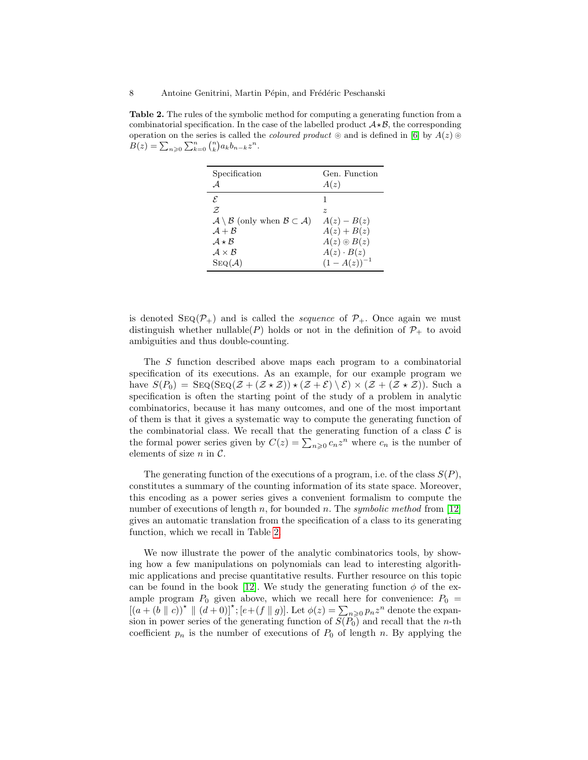**Table 2.** The rules of the symbolic method for computing a generating function from a combinatorial specification. In the case of the labelled product $\mathcal{A} \star \mathcal{B}$, the corresponding operation on the series is called the *coloured product* $\circledcirc$ and is defined in [6] by $A(z) \circledcirc B(z) = \sum_{n \geqslant 0} \sum_{k=0}^{n} \binom{n}{k} a_k b_{n-k} z^n$.

| Specification $\mathcal{A}$ | Gen. Function $A(z)$ |
|---|---|
| $\mathcal{E}$ | $1$ |
| $\mathcal{Z}$ | $z$ |
| $\mathcal{A} \setminus \mathcal{B}$ (only when $\mathcal{B} \subset \mathcal{A}$) | $A(z) - B(z)$ |
| $\mathcal{A} + \mathcal{B}$ | $A(z) + B(z)$ |
| $\mathcal{A} \star \mathcal{B}$ | $A(z) \circledcirc B(z)$ |
| $\mathcal{A} \times \mathcal{B}$ | $A(z) \cdot B(z)$ |
| $\textsc{Seq}(\mathcal{A})$ | $(1 - A(z))^{-1}$ |

is denoted $\textsc{Seq}(\mathcal{P}_+)$ and is called the *sequence* of $\mathcal{P}_+$. Once again we must distinguish whether nullable$(P)$ holds or not in the definition of $\mathcal{P}_+$ to avoid ambiguities and thus double-counting.

The $S$ function described above maps each program to a combinatorial specification of its executions. As an example, for our example program we have $S(P_0) = \textsc{Seq}(\textsc{Seq}(\mathcal{Z} + (\mathcal{Z} \star \mathcal{Z})) \star (\mathcal{Z} + \mathcal{E}) \setminus \mathcal{E}) \times (\mathcal{Z} + (\mathcal{Z} \star \mathcal{Z}))$. Such a specification is often the starting point of the study of a problem in analytic combinatorics, because it has many outcomes, and one of the most important of them is that it gives a systematic way to compute the generating function of the combinatorial class. We recall that the generating function of a class $\mathcal{C}$ is the formal power series given by $C(z) = \sum_{n \geqslant 0} c_n z^n$ where $c_n$ is the number of elements of size $n$ in $\mathcal{C}$.

The generating function of the executions of a program, i.e. of the class $S(P)$, constitutes a summary of the counting information of its state space. Moreover, this encoding as a power series gives a convenient formalism to compute the number of executions of length $n$, for bounded $n$. The *symbolic method* from [12] gives an automatic translation from the specification of a class to its generating function, which we recall in Table 2.

We now illustrate the power of the analytic combinatorics tools, by showing how a few manipulations on polynomials can lead to interesting algorithmic applications and precise quantitative results. Further resource on this topic can be found in the book [12]. We study the generating function $\phi$ of the example program $P_0$ given above, which we recall here for convenience: $P_0 = [(a + (b \parallel c))^\star \parallel (d + 0)]^\star ; [e + (f \parallel g)]$. Let $\phi(z) = \sum_{n \geqslant 0} p_n z^n$ denote the expansion in power series of the generating function of $S(P_0)$ and recall that the $n$-th coefficient $p_n$ is the number of executions of $P_0$ of length $n$. By applying the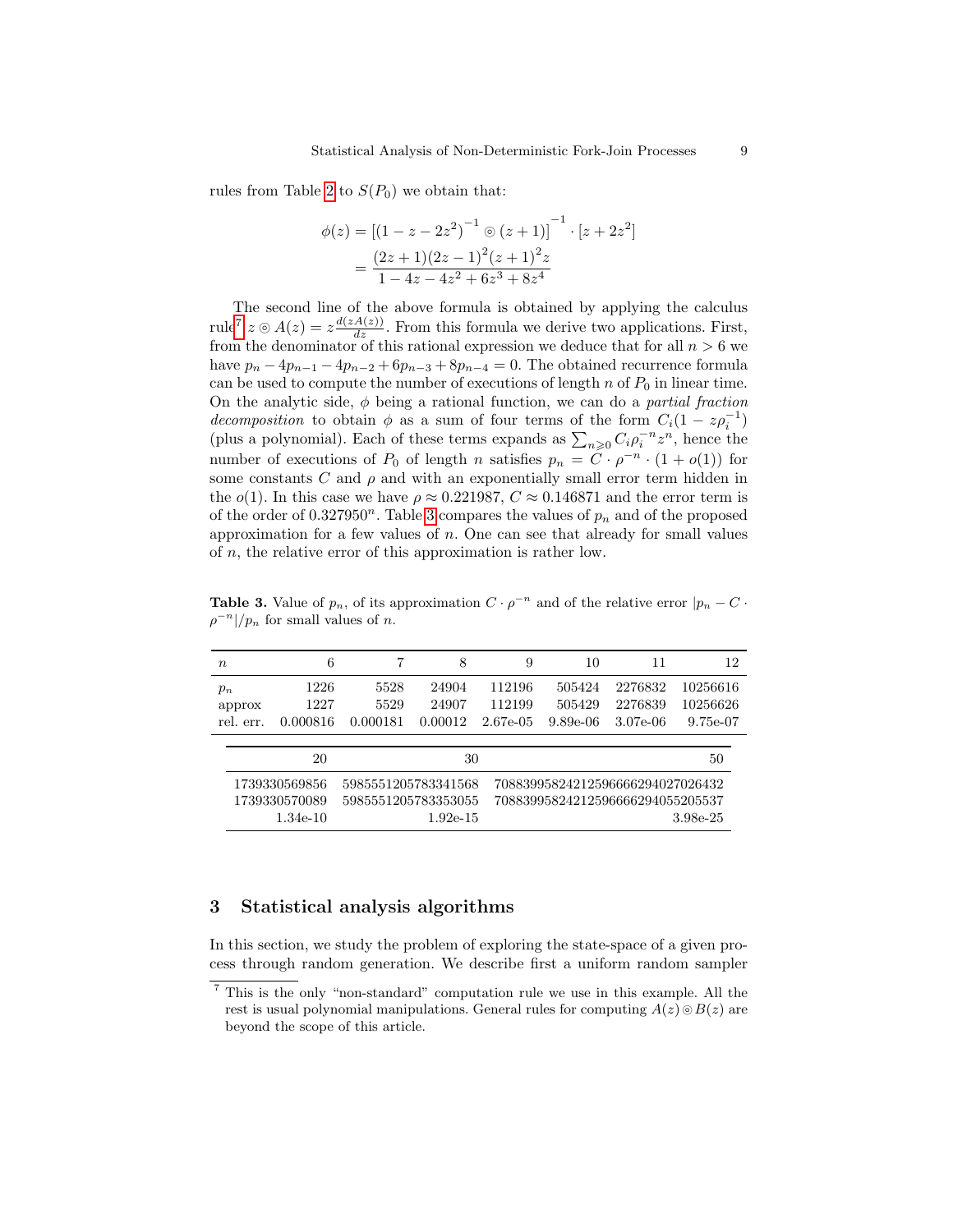rules from Table 2 to $S(P_0)$ we obtain that:

$$\begin{aligned}\phi(z) &= \left[(1-z-2z^2)^{-1} \circledcirc (z+1)\right]^{-1} \cdot [z+2z^2] \\ &= \frac{(2z+1)(2z-1)^2(z+1)^2 z}{1-4z-4z^2+6z^3+8z^4}\end{aligned}$$

The second line of the above formula is obtained by applying the calculus rule[7] $z \circledcirc A(z) = z\frac{d(zA(z))}{dz}$. From this formula we derive two applications. First, from the denominator of this rational expression we deduce that for all $n > 6$ we have $p_n - 4p_{n-1} - 4p_{n-2} + 6p_{n-3} + 8p_{n-4} = 0$. The obtained recurrence formula can be used to compute the number of executions of length $n$ of $P_0$ in linear time. On the analytic side, $\phi$ being a rational function, we can do a *partial fraction decomposition* to obtain $\phi$ as a sum of four terms of the form $C_i(1 - z\rho_i^{-1})$ (plus a polynomial). Each of these terms expands as $\sum_{n\geqslant 0} C_i \rho_i^{-n} z^n$, hence the number of executions of $P_0$ of length $n$ satisfies $p_n = C \cdot \rho^{-n} \cdot (1 + o(1))$ for some constants $C$ and $\rho$ and with an exponentially small error term hidden in the $o(1)$. In this case we have $\rho \approx 0.221987$, $C \approx 0.146871$ and the error term is of the order of $0.327950^n$. Table 3 compares the values of $p_n$ and of the proposed approximation for a few values of $n$. One can see that already for small values of $n$, the relative error of this approximation is rather low.

**Table 3.** Value of $p_n$, of its approximation $C \cdot \rho^{-n}$ and of the relative error $|p_n - C \cdot \rho^{-n}|/p_n$ for small values of $n$.

| $n$ | 6 | 7 | 8 | 9 | 10 | 11 | 12 |
|---|---|---|---|---|---|---|---|
| $p_n$ | 1226 | 5528 | 24904 | 112196 | 505424 | 2276832 | 10256616 |
| approx | 1227 | 5529 | 24907 | 112199 | 505429 | 2276839 | 10256626 |
| rel. err. | 0.000816 | 0.000181 | 0.00012 | 2.67e-05 | 9.89e-06 | 3.07e-06 | 9.75e-07 |

| 20 | 30 | 50 |
|---|---|---|
| 1739330569856 | 5985551205783341568 | 70883995824212596666294027026432 |
| 1739330570089 | 5985551205783353055 | 70883995824212596666294055205537 |
| 1.34e-10 | 1.92e-15 | 3.98e-25 |

## 3 Statistical analysis algorithms

In this section, we study the problem of exploring the state-space of a given process through random generation. We describe first a uniform random sampler

[7] This is the only "non-standard" computation rule we use in this example. All the rest is usual polynomial manipulations. General rules for computing $A(z) \circledcirc B(z)$ are beyond the scope of this article.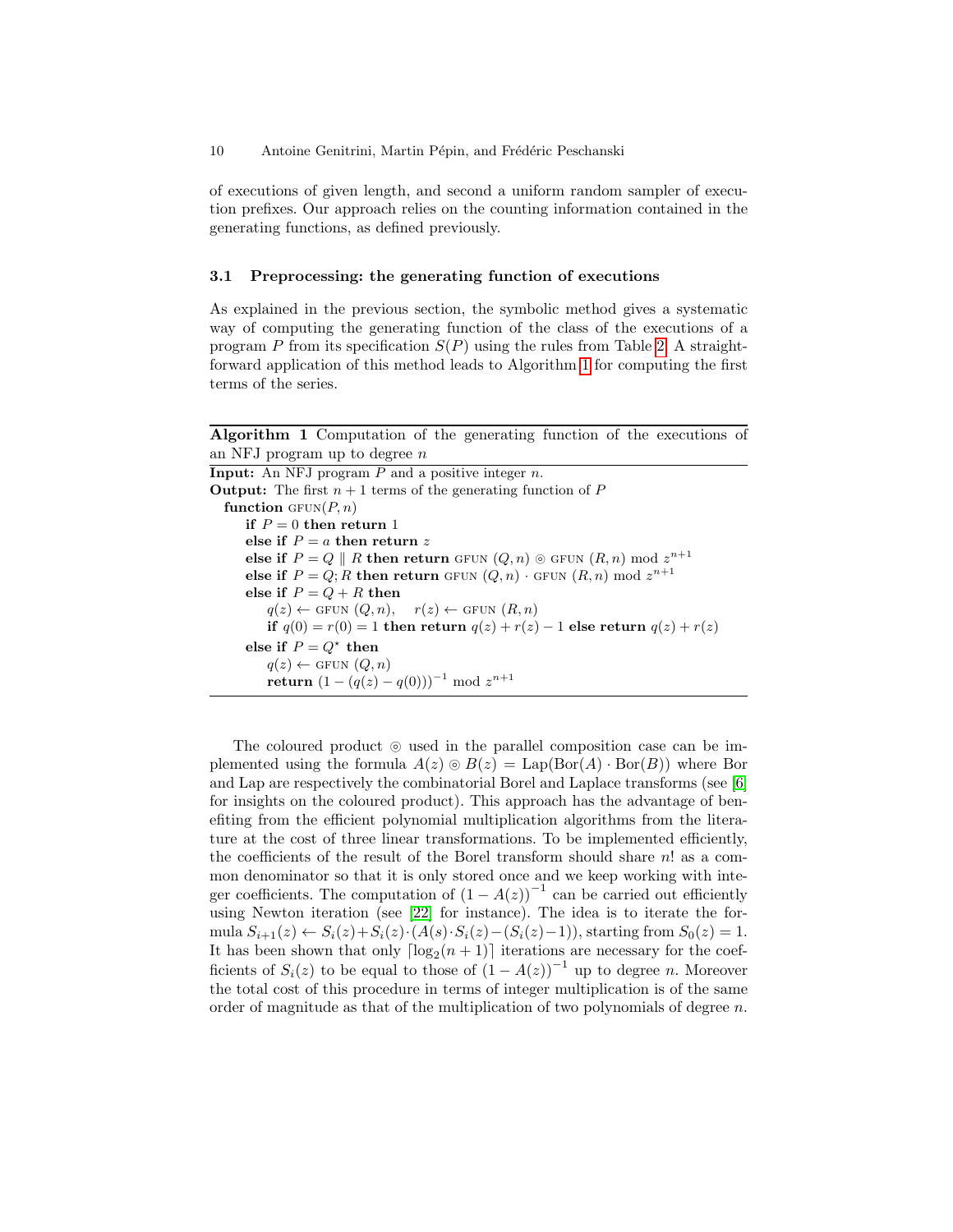of executions of given length, and second a uniform random sampler of execution prefixes. Our approach relies on the counting information contained in the generating functions, as defined previously.

### 3.1 Preprocessing: the generating function of executions

As explained in the previous section, the symbolic method gives a systematic way of computing the generating function of the class of the executions of a program $P$ from its specification $S(P)$ using the rules from Table 2. A straightforward application of this method leads to Algorithm 1 for computing the first terms of the series.

**Algorithm 1** Computation of the generating function of the executions of an NFJ program up to degree $n$

**Input:** An NFJ program $P$ and a positive integer $n$.
**Output:** The first $n+1$ terms of the generating function of $P$

```
function GFUN(P, n)
    if P = 0 then return 1
    else if P = a then return z
    else if P = Q ∥ R then return GFUN (Q, n) ⊚ GFUN (R, n) mod z^{n+1}
    else if P = Q; R then return GFUN (Q, n) · GFUN (R, n) mod z^{n+1}
    else if P = Q + R then
        q(z) ← GFUN (Q, n),    r(z) ← GFUN (R, n)
        if q(0) = r(0) = 1 then return q(z) + r(z) − 1 else return q(z) + r(z)
    else if P = Q* then
        q(z) ← GFUN (Q, n)
        return (1 − (q(z) − q(0)))^{−1} mod z^{n+1}
```

The coloured product $\circledcirc$ used in the parallel composition case can be implemented using the formula $A(z) \circledcirc B(z) = \mathrm{Lap}(\mathrm{Bor}(A) \cdot \mathrm{Bor}(B))$ where Bor and Lap are respectively the combinatorial Borel and Laplace transforms (see [6] for insights on the coloured product). This approach has the advantage of benefiting from the efficient polynomial multiplication algorithms from the literature at the cost of three linear transformations. To be implemented efficiently, the coefficients of the result of the Borel transform should share $n!$ as a common denominator so that it is only stored once and we keep working with integer coefficients. The computation of $(1 - A(z))^{-1}$ can be carried out efficiently using Newton iteration (see [22] for instance). The idea is to iterate the formula $S_{i+1}(z) \leftarrow S_i(z) + S_i(z) \cdot (A(s) \cdot S_i(z) - (S_i(z) - 1))$, starting from $S_0(z) = 1$. It has been shown that only $\lceil \log_2(n+1) \rceil$ iterations are necessary for the coefficients of $S_i(z)$ to be equal to those of $(1 - A(z))^{-1}$ up to degree $n$. Moreover the total cost of this procedure in terms of integer multiplication is of the same order of magnitude as that of the multiplication of two polynomials of degree $n$.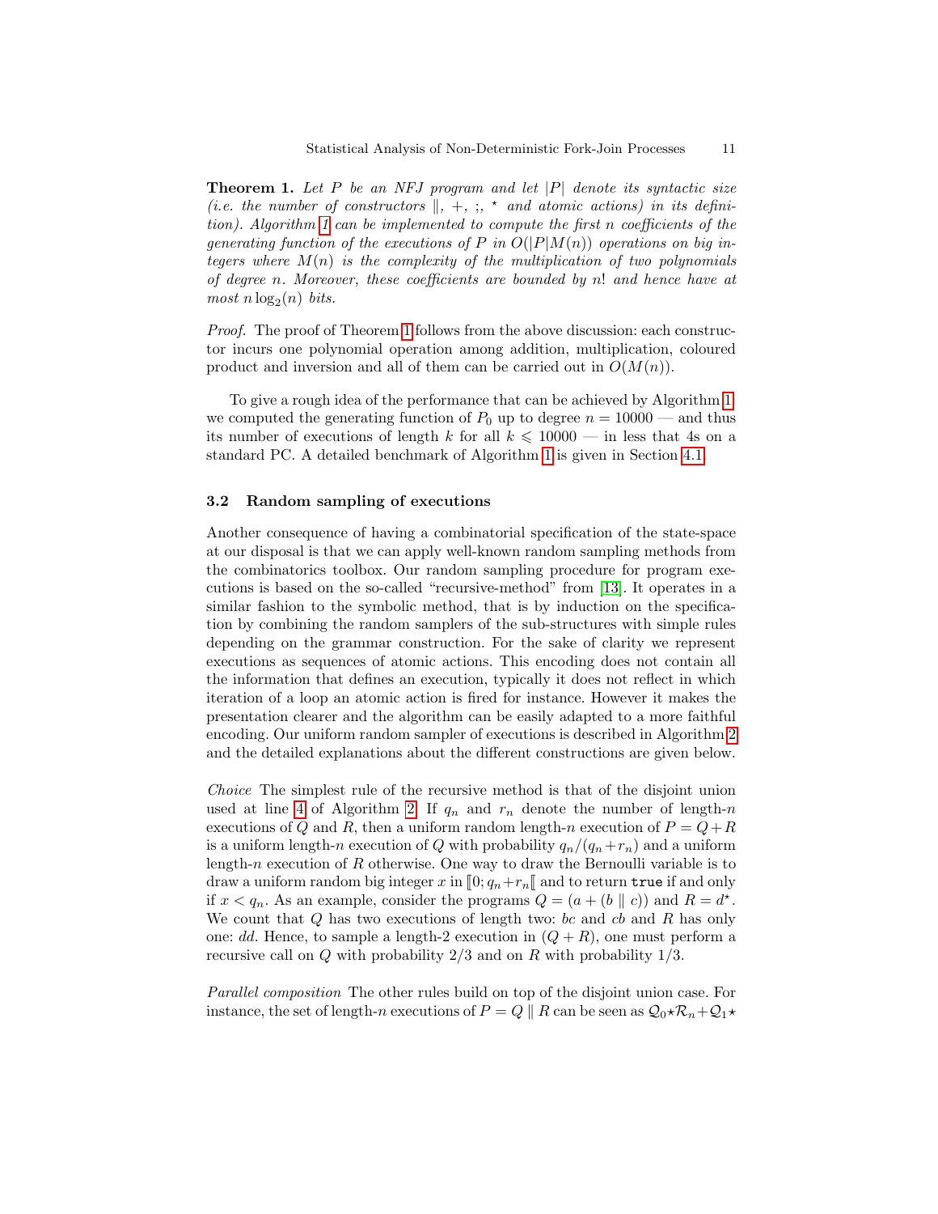**Theorem 1.** *Let $P$ be an NFJ program and let $|P|$ denote its syntactic size (i.e. the number of constructors $\parallel$, $+$, $;$, $^\star$ and atomic actions) in its definition). Algorithm 1 can be implemented to compute the first $n$ coefficients of the generating function of the executions of $P$ in $O(|P|M(n))$ operations on big integers where $M(n)$ is the complexity of the multiplication of two polynomials of degree $n$. Moreover, these coefficients are bounded by $n!$ and hence have at most $n \log_2(n)$ bits.*

*Proof.* The proof of Theorem 1 follows from the above discussion: each constructor incurs one polynomial operation among addition, multiplication, coloured product and inversion and all of them can be carried out in $O(M(n))$.

To give a rough idea of the performance that can be achieved by Algorithm 1, we computed the generating function of $P_0$ up to degree $n = 10000$ — and thus its number of executions of length $k$ for all $k \leqslant 10000$ — in less that 4s on a standard PC. A detailed benchmark of Algorithm 1 is given in Section 4.1.

### 3.2 Random sampling of executions

Another consequence of having a combinatorial specification of the state-space at our disposal is that we can apply well-known random sampling methods from the combinatorics toolbox. Our random sampling procedure for program executions is based on the so-called "recursive-method" from [13]. It operates in a similar fashion to the symbolic method, that is by induction on the specification by combining the random samplers of the sub-structures with simple rules depending on the grammar construction. For the sake of clarity we represent executions as sequences of atomic actions. This encoding does not contain all the information that defines an execution, typically it does not reflect in which iteration of a loop an atomic action is fired for instance. However it makes the presentation clearer and the algorithm can be easily adapted to a more faithful encoding. Our uniform random sampler of executions is described in Algorithm 2 and the detailed explanations about the different constructions are given below.

*Choice* The simplest rule of the recursive method is that of the disjoint union used at line 4 of Algorithm 2. If $q_n$ and $r_n$ denote the number of length-$n$ executions of $Q$ and $R$, then a uniform random length-$n$ execution of $P = Q + R$ is a uniform length-$n$ execution of $Q$ with probability $q_n/(q_n + r_n)$ and a uniform length-$n$ execution of $R$ otherwise. One way to draw the Bernoulli variable is to draw a uniform random big integer $x$ in $[\![0; q_n + r_n[\![$ and to return `true` if and only if $x < q_n$. As an example, consider the programs $Q = (a + (b \parallel c))$ and $R = d^\star$. We count that $Q$ has two executions of length two: $bc$ and $cb$ and $R$ has only one: $dd$. Hence, to sample a length-2 execution in $(Q + R)$, one must perform a recursive call on $Q$ with probability $2/3$ and on $R$ with probability $1/3$.

*Parallel composition* The other rules build on top of the disjoint union case. For instance, the set of length-$n$ executions of $P = Q \parallel R$ can be seen as $\mathcal{Q}_0 \star \mathcal{R}_n + \mathcal{Q}_1 \star$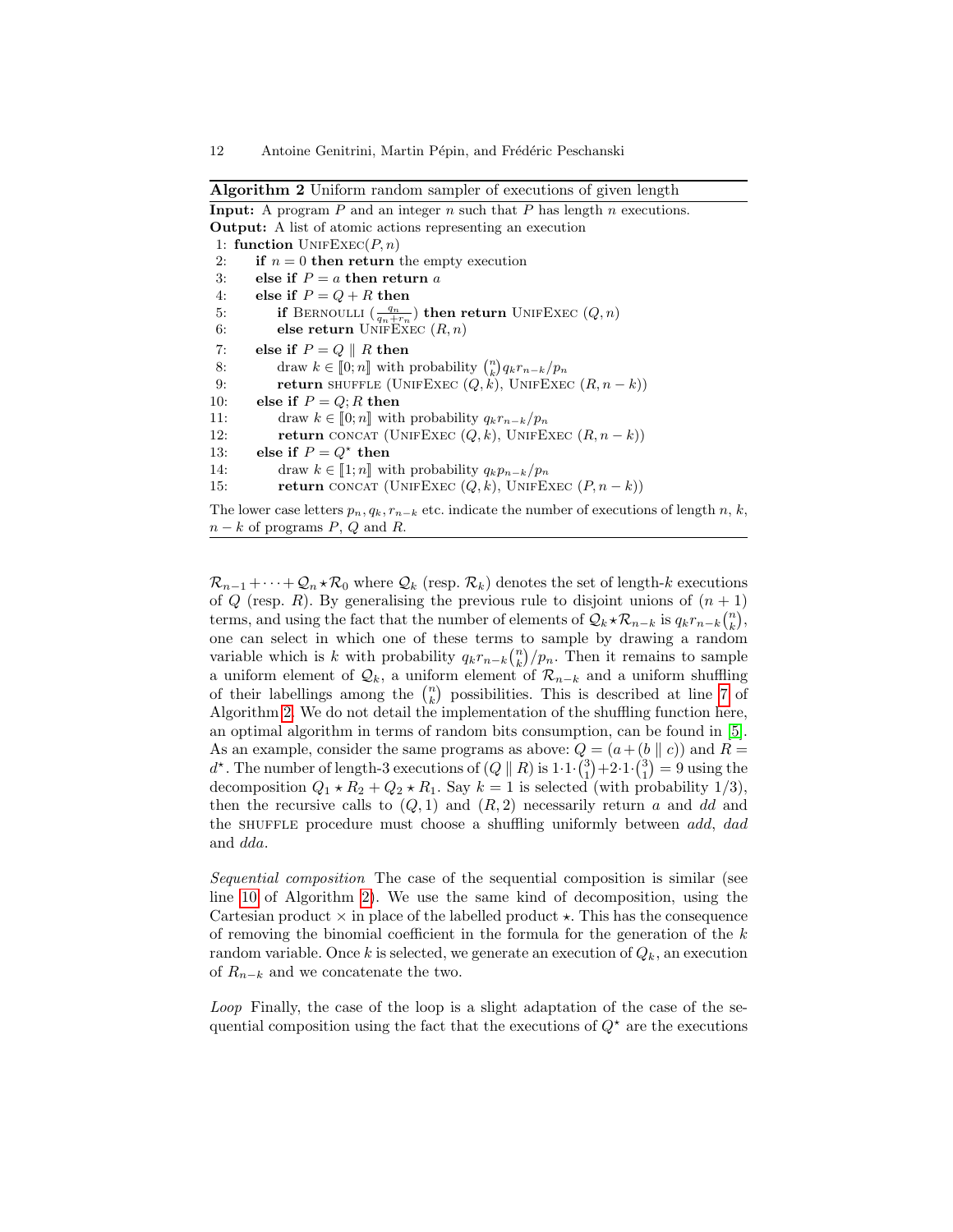**Algorithm 2** Uniform random sampler of executions of given length

**Input:** A program $P$ and an integer $n$ such that $P$ has length $n$ executions.
**Output:** A list of atomic actions representing an execution

```
 1: function UnifExec(P, n)
 2:     if n = 0 then return the empty execution
 3:     else if P = a then return a
 4:     else if P = Q + R then
 5:         if Bernoulli (q_n / (q_n + r_n)) then return UnifExec (Q, n)
 6:         else return UnifExec (R, n)
 7:     else if P = Q ∥ R then
 8:         draw k ∈ ⟦0; n⟧ with probability (n choose k) q_k r_{n−k} / p_n
 9:         return shuffle (UnifExec (Q, k), UnifExec (R, n − k))
10:     else if P = Q; R then
11:         draw k ∈ ⟦0; n⟧ with probability q_k r_{n−k} / p_n
12:         return concat (UnifExec (Q, k), UnifExec (R, n − k))
13:     else if P = Q⋆ then
14:         draw k ∈ ⟦1; n⟧ with probability q_k p_{n−k} / p_n
15:         return concat (UnifExec (Q, k), UnifExec (P, n − k))
```

The lower case letters $p_n, q_k, r_{n-k}$ etc. indicate the number of executions of length $n$, $k$, $n-k$ of programs $P$, $Q$ and $R$.

$\mathcal{R}_{n-1} + \cdots + \mathcal{Q}_n \star \mathcal{R}_0$ where $\mathcal{Q}_k$ (resp. $\mathcal{R}_k$) denotes the set of length-$k$ executions of $Q$ (resp. $R$). By generalising the previous rule to disjoint unions of $(n+1)$ terms, and using the fact that the number of elements of $\mathcal{Q}_k \star \mathcal{R}_{n-k}$ is $q_k r_{n-k} \binom{n}{k}$, one can select in which one of these terms to sample by drawing a random variable which is $k$ with probability $q_k r_{n-k} \binom{n}{k} / p_n$. Then it remains to sample a uniform element of $\mathcal{Q}_k$, a uniform element of $\mathcal{R}_{n-k}$ and a uniform shuffling of their labellings among the $\binom{n}{k}$ possibilities. This is described at line 7 of Algorithm 2. We do not detail the implementation of the shuffling function here, an optimal algorithm in terms of random bits consumption, can be found in [5]. As an example, consider the same programs as above: $Q = (a + (b \parallel c))$ and $R = d^\star$. The number of length-3 executions of $(Q \parallel R)$ is $1 \cdot 1 \cdot \binom{3}{1} + 2 \cdot 1 \cdot \binom{3}{1} = 9$ using the decomposition $Q_1 \star R_2 + Q_2 \star R_1$. Say $k = 1$ is selected (with probability $1/3$), then the recursive calls to $(Q, 1)$ and $(R, 2)$ necessarily return $a$ and $dd$ and the shuffle procedure must choose a shuffling uniformly between $add$, $dad$ and $dda$.

*Sequential composition* The case of the sequential composition is similar (see line 10 of Algorithm 2). We use the same kind of decomposition, using the Cartesian product $\times$ in place of the labelled product $\star$. This has the consequence of removing the binomial coefficient in the formula for the generation of the $k$ random variable. Once $k$ is selected, we generate an execution of $Q_k$, an execution of $R_{n-k}$ and we concatenate the two.

*Loop* Finally, the case of the loop is a slight adaptation of the case of the sequential composition using the fact that the executions of $Q^\star$ are the executions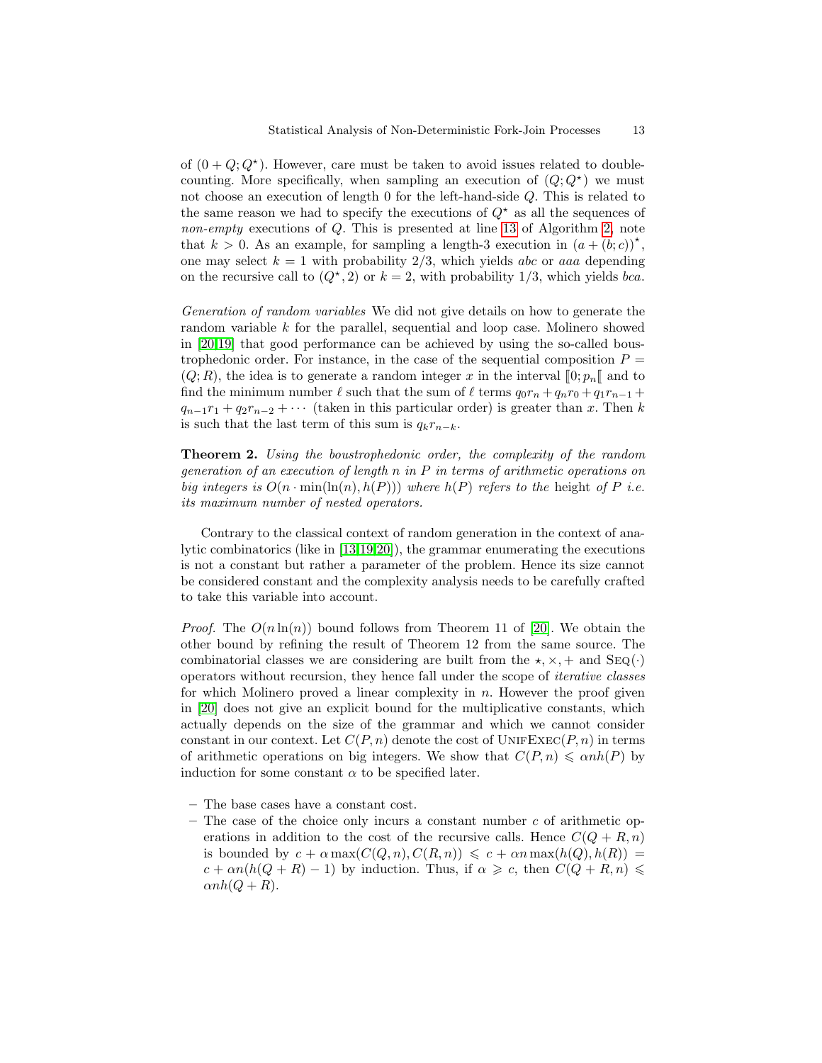of $(0 + Q; Q^\star)$. However, care must be taken to avoid issues related to double-counting. More specifically, when sampling an execution of $(Q; Q^\star)$ we must not choose an execution of length 0 for the left-hand-side $Q$. This is related to the same reason we had to specify the executions of $Q^\star$ as all the sequences of *non-empty* executions of $Q$. This is presented at line 13 of Algorithm 2, note that $k > 0$. As an example, for sampling a length-3 execution in $(a + (b; c))^\star$, one may select $k = 1$ with probability $2/3$, which yields $abc$ or $aaa$ depending on the recursive call to $(Q^\star, 2)$ or $k = 2$, with probability $1/3$, which yields $bca$.

*Generation of random variables* We did not give details on how to generate the random variable $k$ for the parallel, sequential and loop case. Molinero showed in [20,19] that good performance can be achieved by using the so-called boustrophedonic order. For instance, in the case of the sequential composition $P = (Q; R)$, the idea is to generate a random integer $x$ in the interval $[\![0; p_n[\![$ and to find the minimum number $\ell$ such that the sum of $\ell$ terms $q_0 r_n + q_n r_0 + q_1 r_{n-1} + q_{n-1} r_1 + q_2 r_{n-2} + \cdots$ (taken in this particular order) is greater than $x$. Then $k$ is such that the last term of this sum is $q_k r_{n-k}$.

**Theorem 2.** *Using the boustrophedonic order, the complexity of the random generation of an execution of length $n$ in $P$ in terms of arithmetic operations on big integers is $O(n \cdot \min(\ln(n), h(P)))$ where $h(P)$ refers to the* height *of $P$ i.e. its maximum number of nested operators.*

Contrary to the classical context of random generation in the context of analytic combinatorics (like in [13,19,20]), the grammar enumerating the executions is not a constant but rather a parameter of the problem. Hence its size cannot be considered constant and the complexity analysis needs to be carefully crafted to take this variable into account.

*Proof.* The $O(n \ln(n))$ bound follows from Theorem 11 of [20]. We obtain the other bound by refining the result of Theorem 12 from the same source. The combinatorial classes we are considering are built from the $\star, \times, +$ and $\text{SEQ}(\cdot)$ operators without recursion, they hence fall under the scope of *iterative classes* for which Molinero proved a linear complexity in $n$. However the proof given in [20] does not give an explicit bound for the multiplicative constants, which actually depends on the size of the grammar and which we cannot consider constant in our context. Let $C(P, n)$ denote the cost of $\text{UNIFEXEC}(P, n)$ in terms of arithmetic operations on big integers. We show that $C(P, n) \leqslant \alpha n h(P)$ by induction for some constant $\alpha$ to be specified later.

- The base cases have a constant cost.
- The case of the choice only incurs a constant number $c$ of arithmetic operations in addition to the cost of the recursive calls. Hence $C(Q + R, n)$ is bounded by $c + \alpha \max(C(Q, n), C(R, n)) \leqslant c + \alpha n \max(h(Q), h(R)) = c + \alpha n (h(Q + R) - 1)$ by induction. Thus, if $\alpha \geqslant c$, then $C(Q + R, n) \leqslant \alpha n h(Q + R)$.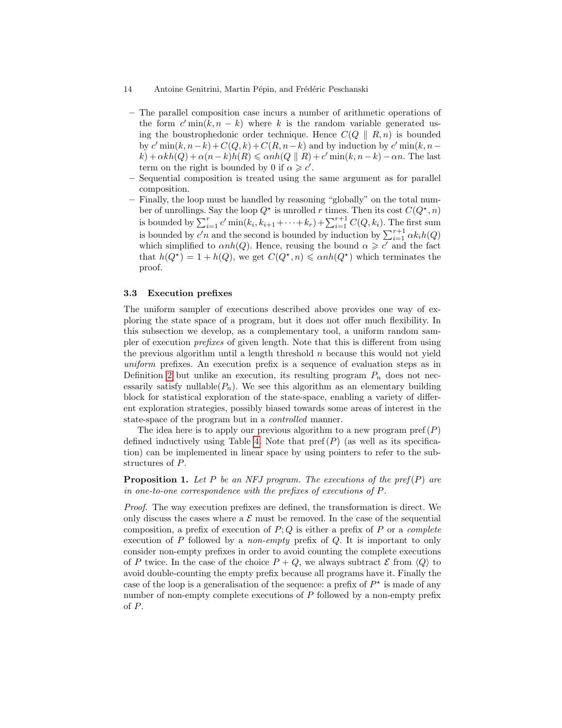- The parallel composition case incurs a number of arithmetic operations of the form $c' \min(k, n-k)$ where $k$ is the random variable generated using the boustrophedonic order technique. Hence $C(Q \parallel R, n)$ is bounded by $c' \min(k, n-k) + C(Q, k) + C(R, n-k)$ and by induction by $c' \min(k, n-k) + \alpha k h(Q) + \alpha(n-k)h(R) \leqslant \alpha n h(Q \parallel R) + c' \min(k, n-k) - \alpha n$. The last term on the right is bounded by 0 if $\alpha \geqslant c'$.
- Sequential composition is treated using the same argument as for parallel composition.
- Finally, the loop must be handled by reasoning "globally" on the total number of unrollings. Say the loop $Q^\star$ is unrolled $r$ times. Then its cost $C(Q^\star, n)$ is bounded by $\sum_{i=1}^{r} c' \min(k_i, k_{i+1} + \cdots + k_r) + \sum_{i=1}^{r+1} C(Q, k_i)$. The first sum is bounded by $c'n$ and the second is bounded by induction by $\sum_{i=1}^{r+1} \alpha k_i h(Q)$ which simplified to $\alpha n h(Q)$. Hence, reusing the bound $\alpha \geqslant c'$ and the fact that $h(Q^\star) = 1 + h(Q)$, we get $C(Q^\star, n) \leqslant \alpha n h(Q^\star)$ which terminates the proof.

### 3.3 Execution prefixes

The uniform sampler of executions described above provides one way of exploring the state space of a program, but it does not offer much flexibility. In this subsection we develop, as a complementary tool, a uniform random sampler of execution *prefixes* of given length. Note that this is different from using the previous algorithm until a length threshold $n$ because this would not yield *uniform* prefixes. An execution prefix is a sequence of evaluation steps as in Definition 2 but unlike an execution, its resulting program $P_n$ does not necessarily satisfy nullable($P_n$). We see this algorithm as an elementary building block for statistical exploration of the state-space, enabling a variety of different exploration strategies, possibly biased towards some areas of interest in the state-space of the program but in a *controlled* manner.

The idea here is to apply our previous algorithm to a new program pref$(P)$ defined inductively using Table 4. Note that pref$(P)$ (as well as its specification) can be implemented in linear space by using pointers to refer to the substructures of $P$.

**Proposition 1.** *Let $P$ be an NFJ program. The executions of the pref$(P)$ are in one-to-one correspondence with the prefixes of executions of $P$.*

*Proof.* The way execution prefixes are defined, the transformation is direct. We only discuss the cases where a $\mathcal{E}$ must be removed. In the case of the sequential composition, a prefix of execution of $P; Q$ is either a prefix of $P$ or a *complete* execution of $P$ followed by a *non-empty* prefix of $Q$. It is important to only consider non-empty prefixes in order to avoid counting the complete executions of $P$ twice. In the case of the choice $P + Q$, we always subtract $\mathcal{E}$ from $\langle Q \rangle$ to avoid double-counting the empty prefix because all programs have it. Finally the case of the loop is a generalisation of the sequence: a prefix of $P^\star$ is made of any number of non-empty complete executions of $P$ followed by a non-empty prefix of $P$.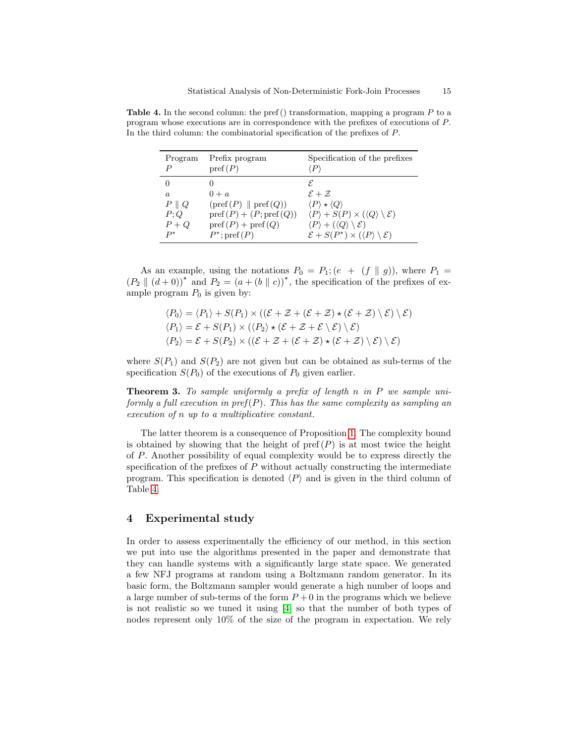**Table 4.** In the second column: the pref() transformation, mapping a program $P$ to a program whose executions are in correspondence with the prefixes of executions of $P$. In the third column: the combinatorial specification of the prefixes of $P$.

| Program $P$ | Prefix program $\text{pref}(P)$ | Specification of the prefixes $\langle P \rangle$ |
|---|---|---|
| $0$ | $0$ | $\mathcal{E}$ |
| $a$ | $0 + a$ | $\mathcal{E} + \mathcal{Z}$ |
| $P \parallel Q$ | $(\text{pref}(P) \parallel \text{pref}(Q))$ | $\langle P \rangle \star \langle Q \rangle$ |
| $P;Q$ | $\text{pref}(P) + (P; \text{pref}(Q))$ | $\langle P \rangle + S(P) \times (\langle Q \rangle \setminus \mathcal{E})$ |
| $P + Q$ | $\text{pref}(P) + \text{pref}(Q)$ | $\langle P \rangle + (\langle Q \rangle \setminus \mathcal{E})$ |
| $P^\star$ | $P^\star; \text{pref}(P)$ | $\mathcal{E} + S(P^\star) \times (\langle P \rangle \setminus \mathcal{E})$ |

As an example, using the notations $P_0 = P_1; (e \ + \ (f \parallel g))$, where $P_1 = (P_2 \parallel (d+0))^\star$ and $P_2 = (a + (b \parallel c))^\star$, the specification of the prefixes of example program $P_0$ is given by:

$$\langle P_0 \rangle = \langle P_1 \rangle + S(P_1) \times ((\mathcal{E} + \mathcal{Z} + (\mathcal{E} + \mathcal{Z}) \star (\mathcal{E} + \mathcal{Z}) \setminus \mathcal{E}) \setminus \mathcal{E})$$
$$\langle P_1 \rangle = \mathcal{E} + S(P_1) \times (\langle P_2 \rangle \star (\mathcal{E} + \mathcal{Z} + \mathcal{E} \setminus \mathcal{E}) \setminus \mathcal{E})$$
$$\langle P_2 \rangle = \mathcal{E} + S(P_2) \times ((\mathcal{E} + \mathcal{Z} + (\mathcal{E} + \mathcal{Z}) \star (\mathcal{E} + \mathcal{Z}) \setminus \mathcal{E}) \setminus \mathcal{E})$$

where $S(P_1)$ and $S(P_2)$ are not given but can be obtained as sub-terms of the specification $S(P_0)$ of the executions of $P_0$ given earlier.

**Theorem 3.** *To sample uniformly a prefix of length $n$ in $P$ we sample uniformly a full execution in pref$(P)$. This has the same complexity as sampling an execution of $n$ up to a multiplicative constant.*

The latter theorem is a consequence of Proposition 1. The complexity bound is obtained by showing that the height of $\text{pref}(P)$ is at most twice the height of $P$. Another possibility of equal complexity would be to express directly the specification of the prefixes of $P$ without actually constructing the intermediate program. This specification is denoted $\langle P \rangle$ and is given in the third column of Table 4.

## 4 Experimental study

In order to assess experimentally the efficiency of our method, in this section we put into use the algorithms presented in the paper and demonstrate that they can handle systems with a significantly large state space. We generated a few NFJ programs at random using a Boltzmann random generator. In its basic form, the Boltzmann sampler would generate a high number of loops and a large number of sub-terms of the form $P + 0$ in the programs which we believe is not realistic so we tuned it using [4] so that the number of both types of nodes represent only 10% of the size of the program in expectation. We rely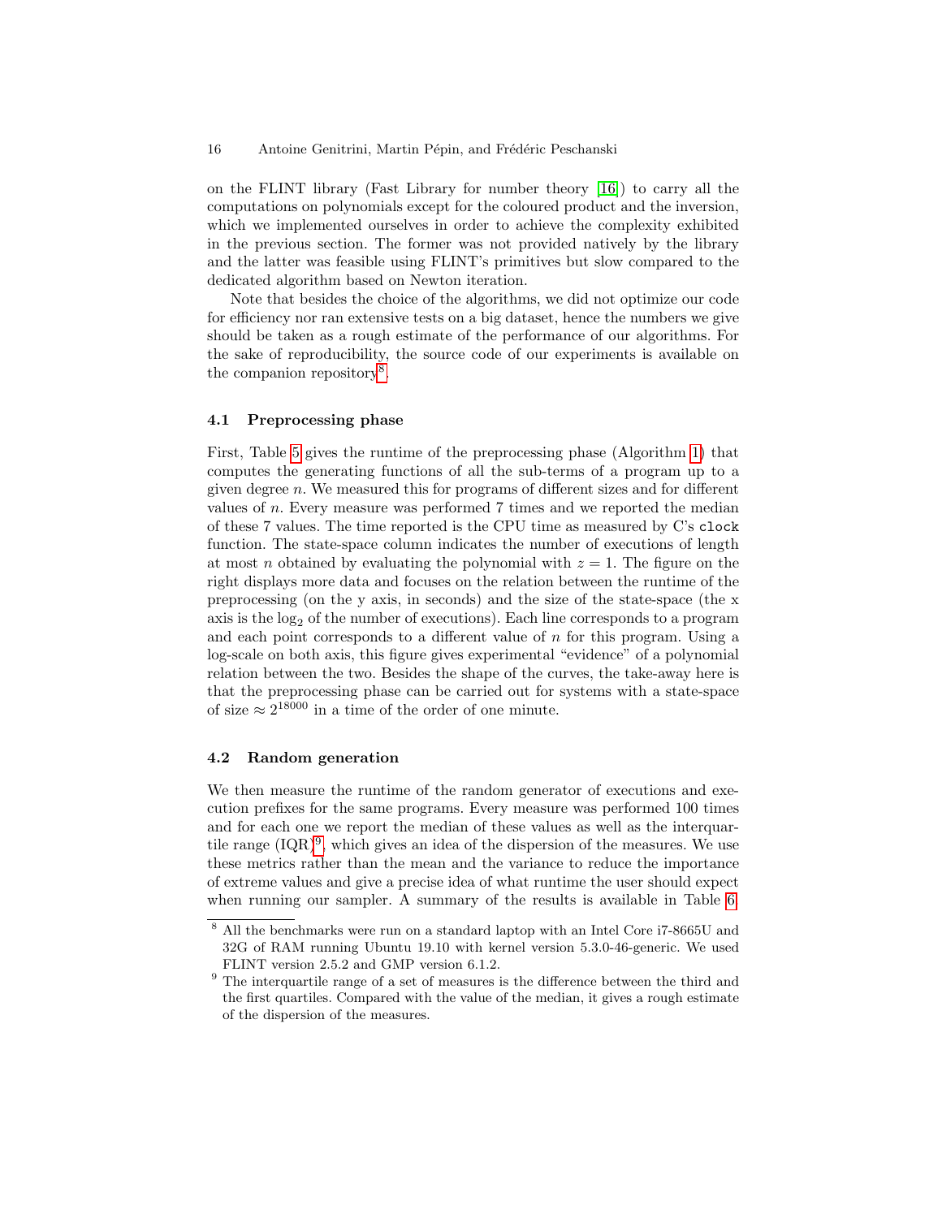on the FLINT library (Fast Library for number theory [16]) to carry all the computations on polynomials except for the coloured product and the inversion, which we implemented ourselves in order to achieve the complexity exhibited in the previous section. The former was not provided natively by the library and the latter was feasible using FLINT's primitives but slow compared to the dedicated algorithm based on Newton iteration.

Note that besides the choice of the algorithms, we did not optimize our code for efficiency nor ran extensive tests on a big dataset, hence the numbers we give should be taken as a rough estimate of the performance of our algorithms. For the sake of reproducibility, the source code of our experiments is available on the companion repository[8].

### 4.1 Preprocessing phase

First, Table 5 gives the runtime of the preprocessing phase (Algorithm 1) that computes the generating functions of all the sub-terms of a program up to a given degree $n$. We measured this for programs of different sizes and for different values of $n$. Every measure was performed 7 times and we reported the median of these 7 values. The time reported is the CPU time as measured by C's `clock` function. The state-space column indicates the number of executions of length at most $n$ obtained by evaluating the polynomial with $z = 1$. The figure on the right displays more data and focuses on the relation between the runtime of the preprocessing (on the y axis, in seconds) and the size of the state-space (the x axis is the $\log_2$ of the number of executions). Each line corresponds to a program and each point corresponds to a different value of $n$ for this program. Using a log-scale on both axis, this figure gives experimental "evidence" of a polynomial relation between the two. Besides the shape of the curves, the take-away here is that the preprocessing phase can be carried out for systems with a state-space of size $\approx 2^{18000}$ in a time of the order of one minute.

### 4.2 Random generation

We then measure the runtime of the random generator of executions and execution prefixes for the same programs. Every measure was performed 100 times and for each one we report the median of these values as well as the interquartile range (IQR)[9], which gives an idea of the dispersion of the measures. We use these metrics rather than the mean and the variance to reduce the importance of extreme values and give a precise idea of what runtime the user should expect when running our sampler. A summary of the results is available in Table 6.

---

[8] All the benchmarks were run on a standard laptop with an Intel Core i7-8665U and 32G of RAM running Ubuntu 19.10 with kernel version 5.3.0-46-generic. We used FLINT version 2.5.2 and GMP version 6.1.2.

[9] The interquartile range of a set of measures is the difference between the third and the first quartiles. Compared with the value of the median, it gives a rough estimate of the dispersion of the measures.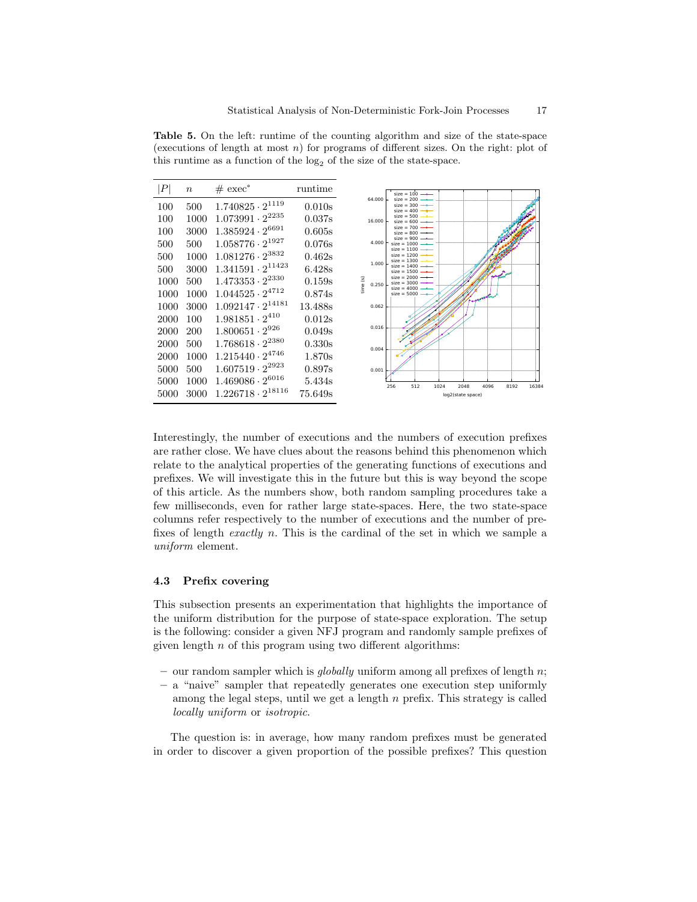**Table 5.** On the left: runtime of the counting algorithm and size of the state-space (executions of length at most $n$) for programs of different sizes. On the right: plot of this runtime as a function of the $\log_2$ of the size of the state-space.

| $\|P\|$ | $n$ | # exec$^{\circ}$ | runtime |
|---|---|---|---|
| 100 | 500 | $1.740825 \cdot 2^{1119}$ | 0.010s |
| 100 | 1000 | $1.073991 \cdot 2^{2235}$ | 0.037s |
| 100 | 3000 | $1.385924 \cdot 2^{6691}$ | 0.605s |
| 500 | 500 | $1.058776 \cdot 2^{1927}$ | 0.076s |
| 500 | 1000 | $1.081276 \cdot 2^{3832}$ | 0.462s |
| 500 | 3000 | $1.341591 \cdot 2^{11423}$ | 6.428s |
| 1000 | 500 | $1.473353 \cdot 2^{2330}$ | 0.159s |
| 1000 | 1000 | $1.044525 \cdot 2^{4712}$ | 0.874s |
| 1000 | 3000 | $1.092147 \cdot 2^{14181}$ | 13.488s |
| 2000 | 100 | $1.981851 \cdot 2^{410}$ | 0.012s |
| 2000 | 200 | $1.800651 \cdot 2^{926}$ | 0.049s |
| 2000 | 500 | $1.768618 \cdot 2^{2380}$ | 0.330s |
| 2000 | 1000 | $1.215440 \cdot 2^{4746}$ | 1.870s |
| 5000 | 500 | $1.607519 \cdot 2^{2923}$ | 0.897s |
| 5000 | 1000 | $1.469086 \cdot 2^{6016}$ | 5.434s |
| 5000 | 3000 | $1.226718 \cdot 2^{18116}$ | 75.649s |

Interestingly, the number of executions and the numbers of execution prefixes are rather close. We have clues about the reasons behind this phenomenon which relate to the analytical properties of the generating functions of executions and prefixes. We will investigate this in the future but this is way beyond the scope of this article. As the numbers show, both random sampling procedures take a few milliseconds, even for rather large state-spaces. Here, the two state-space columns refer respectively to the number of executions and the number of prefixes of length *exactly* $n$. This is the cardinal of the set in which we sample a *uniform* element.

### 4.3 Prefix covering

This subsection presents an experimentation that highlights the importance of the uniform distribution for the purpose of state-space exploration. The setup is the following: consider a given NFJ program and randomly sample prefixes of given length $n$ of this program using two different algorithms:

- our random sampler which is *globally* uniform among all prefixes of length $n$;
- a "naive" sampler that repeatedly generates one execution step uniformly among the legal steps, until we get a length $n$ prefix. This strategy is called *locally uniform* or *isotropic*.

The question is: in average, how many random prefixes must be generated in order to discover a given proportion of the possible prefixes? This question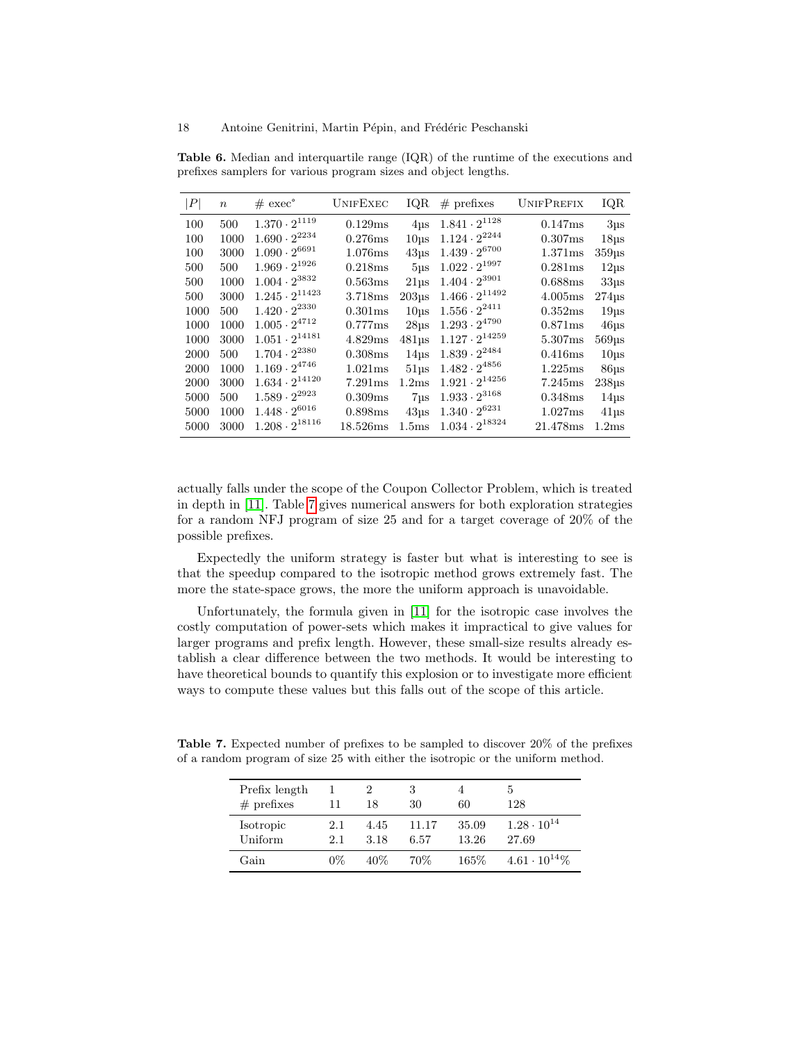**Table 6.** Median and interquartile range (IQR) of the runtime of the executions and prefixes samplers for various program sizes and object lengths.

| $\|P\|$ | $n$ | # exec° | UnifExec | IQR | # prefixes | UnifPrefix | IQR |
|---|---|---|---|---|---|---|---|
| 100 | 500 | $1.370 \cdot 2^{1119}$ | 0.129ms | 4µs | $1.841 \cdot 2^{1128}$ | 0.147ms | 3µs |
| 100 | 1000 | $1.690 \cdot 2^{2234}$ | 0.276ms | 10µs | $1.124 \cdot 2^{2244}$ | 0.307ms | 18µs |
| 100 | 3000 | $1.090 \cdot 2^{6691}$ | 1.076ms | 43µs | $1.439 \cdot 2^{6700}$ | 1.371ms | 359µs |
| 500 | 500 | $1.969 \cdot 2^{1926}$ | 0.218ms | 5µs | $1.022 \cdot 2^{1997}$ | 0.281ms | 12µs |
| 500 | 1000 | $1.004 \cdot 2^{3832}$ | 0.563ms | 21µs | $1.404 \cdot 2^{3901}$ | 0.688ms | 33µs |
| 500 | 3000 | $1.245 \cdot 2^{11423}$ | 3.718ms | 203µs | $1.466 \cdot 2^{11492}$ | 4.005ms | 274µs |
| 1000 | 500 | $1.420 \cdot 2^{2330}$ | 0.301ms | 10µs | $1.556 \cdot 2^{2411}$ | 0.352ms | 19µs |
| 1000 | 1000 | $1.005 \cdot 2^{4712}$ | 0.777ms | 28µs | $1.293 \cdot 2^{4790}$ | 0.871ms | 46µs |
| 1000 | 3000 | $1.051 \cdot 2^{14181}$ | 4.829ms | 481µs | $1.127 \cdot 2^{14259}$ | 5.307ms | 569µs |
| 2000 | 500 | $1.704 \cdot 2^{2380}$ | 0.308ms | 14µs | $1.839 \cdot 2^{2484}$ | 0.416ms | 10µs |
| 2000 | 1000 | $1.169 \cdot 2^{4746}$ | 1.021ms | 51µs | $1.482 \cdot 2^{4856}$ | 1.225ms | 86µs |
| 2000 | 3000 | $1.634 \cdot 2^{14120}$ | 7.291ms | 1.2ms | $1.921 \cdot 2^{14256}$ | 7.245ms | 238µs |
| 5000 | 500 | $1.589 \cdot 2^{2923}$ | 0.309ms | 7µs | $1.933 \cdot 2^{3168}$ | 0.348ms | 14µs |
| 5000 | 1000 | $1.448 \cdot 2^{6016}$ | 0.898ms | 43µs | $1.340 \cdot 2^{6231}$ | 1.027ms | 41µs |
| 5000 | 3000 | $1.208 \cdot 2^{18116}$ | 18.526ms | 1.5ms | $1.034 \cdot 2^{18324}$ | 21.478ms | 1.2ms |

actually falls under the scope of the Coupon Collector Problem, which is treated in depth in [11]. Table 7 gives numerical answers for both exploration strategies for a random NFJ program of size 25 and for a target coverage of 20% of the possible prefixes.

Expectedly the uniform strategy is faster but what is interesting to see is that the speedup compared to the isotropic method grows extremely fast. The more the state-space grows, the more the uniform approach is unavoidable.

Unfortunately, the formula given in [11] for the isotropic case involves the costly computation of power-sets which makes it impractical to give values for larger programs and prefix length. However, these small-size results already establish a clear difference between the two methods. It would be interesting to have theoretical bounds to quantify this explosion or to investigate more efficient ways to compute these values but this falls out of the scope of this article.

**Table 7.** Expected number of prefixes to be sampled to discover 20% of the prefixes of a random program of size 25 with either the isotropic or the uniform method.

| Prefix length | 1 | 2 | 3 | 4 | 5 |
|---|---|---|---|---|---|
| # prefixes | 11 | 18 | 30 | 60 | 128 |
| Isotropic | 2.1 | 4.45 | 11.17 | 35.09 | $1.28 \cdot 10^{14}$ |
| Uniform | 2.1 | 3.18 | 6.57 | 13.26 | 27.69 |
| Gain | 0% | 40% | 70% | 165% | $4.61 \cdot 10^{14}$% |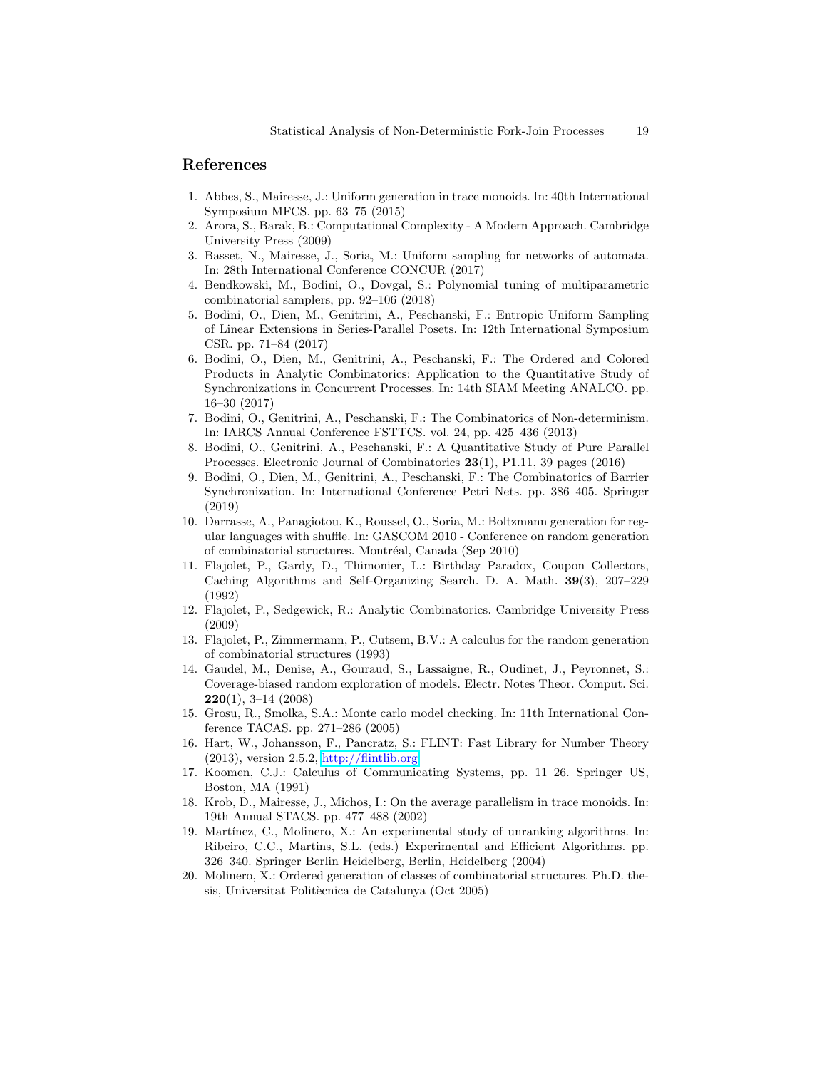## References

1. Abbes, S., Mairesse, J.: Uniform generation in trace monoids. In: 40th International Symposium MFCS. pp. 63–75 (2015)
2. Arora, S., Barak, B.: Computational Complexity - A Modern Approach. Cambridge University Press (2009)
3. Basset, N., Mairesse, J., Soria, M.: Uniform sampling for networks of automata. In: 28th International Conference CONCUR (2017)
4. Bendkowski, M., Bodini, O., Dovgal, S.: Polynomial tuning of multiparametric combinatorial samplers, pp. 92–106 (2018)
5. Bodini, O., Dien, M., Genitrini, A., Peschanski, F.: Entropic Uniform Sampling of Linear Extensions in Series-Parallel Posets. In: 12th International Symposium CSR. pp. 71–84 (2017)
6. Bodini, O., Dien, M., Genitrini, A., Peschanski, F.: The Ordered and Colored Products in Analytic Combinatorics: Application to the Quantitative Study of Synchronizations in Concurrent Processes. In: 14th SIAM Meeting ANALCO. pp. 16–30 (2017)
7. Bodini, O., Genitrini, A., Peschanski, F.: The Combinatorics of Non-determinism. In: IARCS Annual Conference FSTTCS. vol. 24, pp. 425–436 (2013)
8. Bodini, O., Genitrini, A., Peschanski, F.: A Quantitative Study of Pure Parallel Processes. Electronic Journal of Combinatorics **23**(1), P1.11, 39 pages (2016)
9. Bodini, O., Dien, M., Genitrini, A., Peschanski, F.: The Combinatorics of Barrier Synchronization. In: International Conference Petri Nets. pp. 386–405. Springer (2019)
10. Darrasse, A., Panagiotou, K., Roussel, O., Soria, M.: Boltzmann generation for regular languages with shuffle. In: GASCOM 2010 - Conference on random generation of combinatorial structures. Montréal, Canada (Sep 2010)
11. Flajolet, P., Gardy, D., Thimonier, L.: Birthday Paradox, Coupon Collectors, Caching Algorithms and Self-Organizing Search. D. A. Math. **39**(3), 207–229 (1992)
12. Flajolet, P., Sedgewick, R.: Analytic Combinatorics. Cambridge University Press (2009)
13. Flajolet, P., Zimmermann, P., Cutsem, B.V.: A calculus for the random generation of combinatorial structures (1993)
14. Gaudel, M., Denise, A., Gouraud, S., Lassaigne, R., Oudinet, J., Peyronnet, S.: Coverage-biased random exploration of models. Electr. Notes Theor. Comput. Sci. **220**(1), 3–14 (2008)
15. Grosu, R., Smolka, S.A.: Monte carlo model checking. In: 11th International Conference TACAS. pp. 271–286 (2005)
16. Hart, W., Johansson, F., Pancratz, S.: FLINT: Fast Library for Number Theory (2013), version 2.5.2, http://flintlib.org
17. Koomen, C.J.: Calculus of Communicating Systems, pp. 11–26. Springer US, Boston, MA (1991)
18. Krob, D., Mairesse, J., Michos, I.: On the average parallelism in trace monoids. In: 19th Annual STACS. pp. 477–488 (2002)
19. Martínez, C., Molinero, X.: An experimental study of unranking algorithms. In: Ribeiro, C.C., Martins, S.L. (eds.) Experimental and Efficient Algorithms. pp. 326–340. Springer Berlin Heidelberg, Berlin, Heidelberg (2004)
20. Molinero, X.: Ordered generation of classes of combinatorial structures. Ph.D. thesis, Universitat Politècnica de Catalunya (Oct 2005)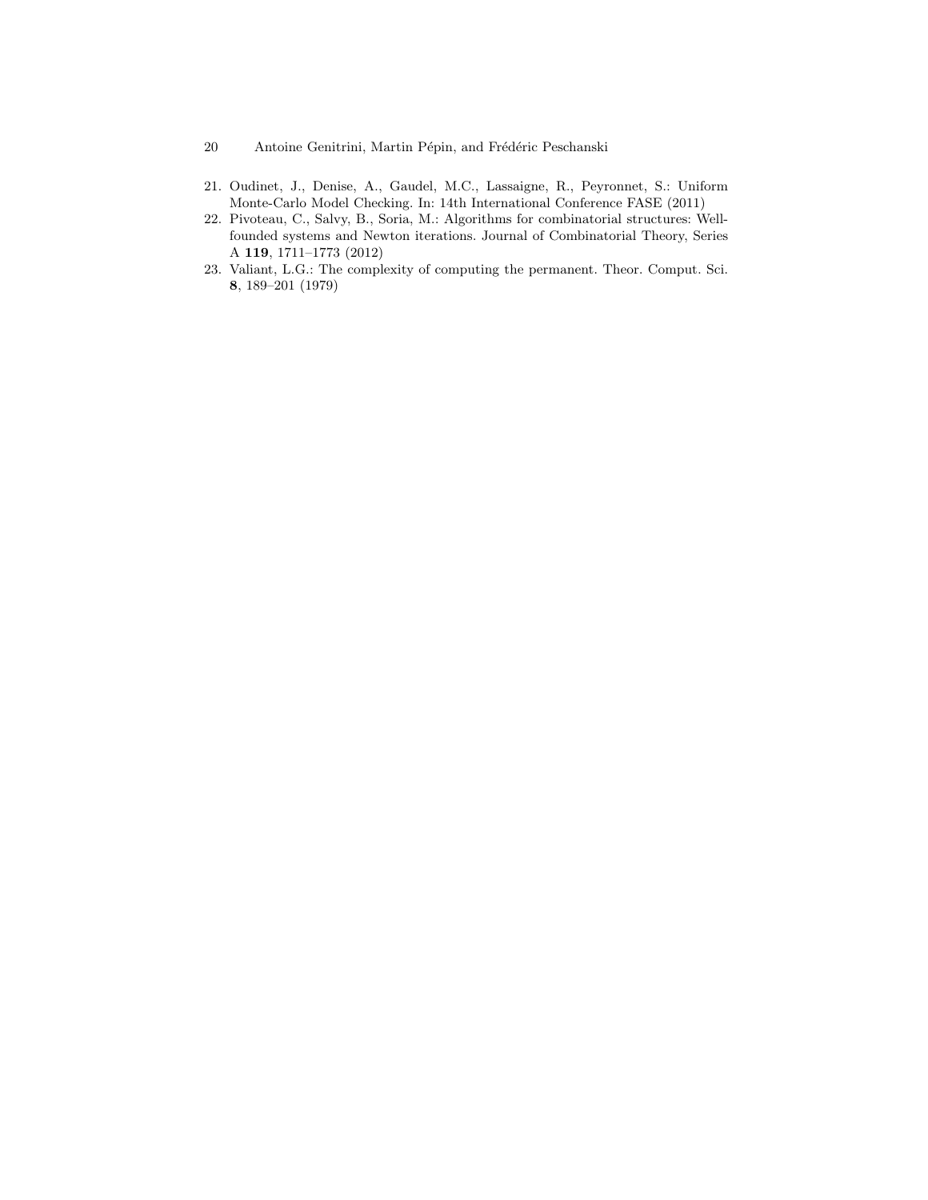21. Oudinet, J., Denise, A., Gaudel, M.C., Lassaigne, R., Peyronnet, S.: Uniform Monte-Carlo Model Checking. In: 14th International Conference FASE (2011)
22. Pivoteau, C., Salvy, B., Soria, M.: Algorithms for combinatorial structures: Well-founded systems and Newton iterations. Journal of Combinatorial Theory, Series A **119**, 1711–1773 (2012)
23. Valiant, L.G.: The complexity of computing the permanent. Theor. Comput. Sci. **8**, 189–201 (1979)